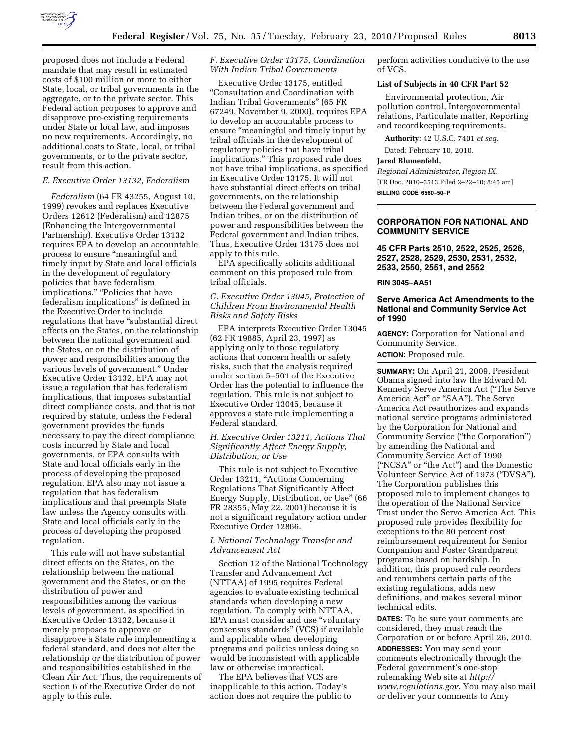proposed does not include a Federal mandate that may result in estimated costs of $100 million or more to either State, local, or tribal governments in the aggregate, or to the private sector. This Federal action proposes to approve and disapprove pre-existing requirements under State or local law, and imposes no new requirements. Accordingly, no additional costs to State, local, or tribal governments, or to the private sector, result from this action.

### *E. Executive Order 13132, Federalism*

*Federalism* (64 FR 43255, August 10, 1999) revokes and replaces Executive Orders 12612 (Federalism) and 12875 (Enhancing the Intergovernmental Partnership). Executive Order 13132 requires EPA to develop an accountable process to ensure "meaningful and timely input by State and local officials in the development of regulatory policies that have federalism implications." "Policies that have federalism implications" is defined in the Executive Order to include regulations that have "substantial direct effects on the States, on the relationship between the national government and the States, or on the distribution of power and responsibilities among the various levels of government." Under Executive Order 13132, EPA may not issue a regulation that has federalism implications, that imposes substantial direct compliance costs, and that is not required by statute, unless the Federal government provides the funds necessary to pay the direct compliance costs incurred by State and local governments, or EPA consults with State and local officials early in the process of developing the proposed regulation. EPA also may not issue a regulation that has federalism implications and that preempts State law unless the Agency consults with State and local officials early in the process of developing the proposed regulation.

This rule will not have substantial direct effects on the States, on the relationship between the national government and the States, or on the distribution of power and responsibilities among the various levels of government, as specified in Executive Order 13132, because it merely proposes to approve or disapprove a State rule implementing a federal standard, and does not alter the relationship or the distribution of power and responsibilities established in the Clean Air Act. Thus, the requirements of section 6 of the Executive Order do not apply to this rule.

### *F. Executive Order 13175, Coordination With Indian Tribal Governments*

Executive Order 13175, entitled "Consultation and Coordination with Indian Tribal Governments" (65 FR 67249, November 9, 2000), requires EPA to develop an accountable process to ensure "meaningful and timely input by tribal officials in the development of regulatory policies that have tribal implications." This proposed rule does not have tribal implications, as specified in Executive Order 13175. It will not have substantial direct effects on tribal governments, on the relationship between the Federal government and Indian tribes, or on the distribution of power and responsibilities between the Federal government and Indian tribes. Thus, Executive Order 13175 does not apply to this rule.

EPA specifically solicits additional comment on this proposed rule from tribal officials.

### *G. Executive Order 13045, Protection of Children From Environmental Health Risks and Safety Risks*

EPA interprets Executive Order 13045 (62 FR 19885, April 23, 1997) as applying only to those regulatory actions that concern health or safety risks, such that the analysis required under section 5–501 of the Executive Order has the potential to influence the regulation. This rule is not subject to Executive Order 13045, because it approves a state rule implementing a Federal standard.

### *H. Executive Order 13211, Actions That Significantly Affect Energy Supply, Distribution, or Use*

This rule is not subject to Executive Order 13211, "Actions Concerning Regulations That Significantly Affect Energy Supply, Distribution, or Use" (66 FR 28355, May 22, 2001) because it is not a significant regulatory action under Executive Order 12866.

### *I. National Technology Transfer and Advancement Act*

Section 12 of the National Technology Transfer and Advancement Act (NTTAA) of 1995 requires Federal agencies to evaluate existing technical standards when developing a new regulation. To comply with NTTAA, EPA must consider and use "voluntary consensus standards" (VCS) if available and applicable when developing programs and policies unless doing so would be inconsistent with applicable law or otherwise impractical.

The EPA believes that VCS are inapplicable to this action. Today's action does not require the public to perform activities conducive to the use of VCS.

### List of Subjects in 40 CFR Part 52

Environmental protection, Air pollution control, Intergovernmental relations, Particulate matter, Reporting and recordkeeping requirements.

**Authority:** 42 U.S.C. 7401 *et seq.*

Dated: February 10, 2010.

**Jared Blumenfeld,**

*Regional Administrator, Region IX.*

[FR Doc. 2010–3513 Filed 2–22–10; 8:45 am]

**BILLING CODE 6560–50–P**

---

## CORPORATION FOR NATIONAL AND COMMUNITY SERVICE

### 45 CFR Parts 2510, 2522, 2525, 2526, 2527, 2528, 2529, 2530, 2531, 2532, 2533, 2550, 2551, and 2552

**RIN 3045–AA51**

## Serve America Act Amendments to the National and Community Service Act of 1990

**AGENCY:** Corporation for National and Community Service.

**ACTION:** Proposed rule.

**SUMMARY:** On April 21, 2009, President Obama signed into law the Edward M. Kennedy Serve America Act ("The Serve America Act" or "SAA"). The Serve America Act reauthorizes and expands national service programs administered by the Corporation for National and Community Service ("the Corporation") by amending the National and Community Service Act of 1990 ("NCSA" or "the Act") and the Domestic Volunteer Service Act of 1973 ("DVSA"). The Corporation publishes this proposed rule to implement changes to the operation of the National Service Trust under the Serve America Act. This proposed rule provides flexibility for exceptions to the 80 percent cost reimbursement requirement for Senior Companion and Foster Grandparent programs based on hardship. In addition, this proposed rule reorders and renumbers certain parts of the existing regulations, adds new definitions, and makes several minor technical edits.

**DATES:** To be sure your comments are considered, they must reach the Corporation or or before April 26, 2010.

**ADDRESSES:** You may send your comments electronically through the Federal government's one-stop rulemaking Web site at *http://www.regulations.gov.* You may also mail or deliver your comments to Amy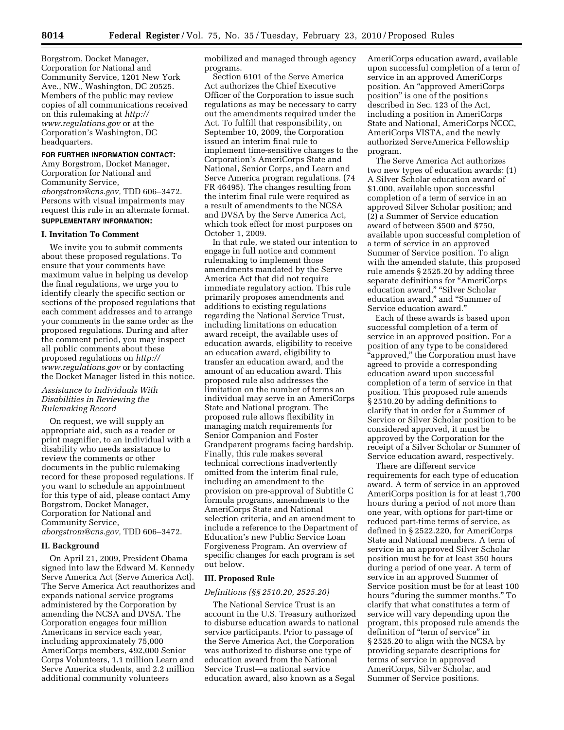Borgstrom, Docket Manager, Corporation for National and Community Service, 1201 New York Ave., NW., Washington, DC 20525. Members of the public may review copies of all communications received on this rulemaking at *http://www.regulations.gov* or at the Corporation's Washington, DC headquarters.

**FOR FURTHER INFORMATION CONTACT:** Amy Borgstrom, Docket Manager, Corporation for National and Community Service, *aborgstrom@cns.gov,* TDD 606–3472. Persons with visual impairments may request this rule in an alternate format.

**SUPPLEMENTARY INFORMATION:**

## I. Invitation To Comment

We invite you to submit comments about these proposed regulations. To ensure that your comments have maximum value in helping us develop the final regulations, we urge you to identify clearly the specific section or sections of the proposed regulations that each comment addresses and to arrange your comments in the same order as the proposed regulations. During and after the comment period, you may inspect all public comments about these proposed regulations on *http://www.regulations.gov* or by contacting the Docket Manager listed in this notice.

*Assistance to Individuals With Disabilities in Reviewing the Rulemaking Record*

On request, we will supply an appropriate aid, such as a reader or print magnifier, to an individual with a disability who needs assistance to review the comments or other documents in the public rulemaking record for these proposed regulations. If you want to schedule an appointment for this type of aid, please contact Amy Borgstrom, Docket Manager, Corporation for National and Community Service, *aborgstrom@cns.gov,* TDD 606–3472.

## II. Background

On April 21, 2009, President Obama signed into law the Edward M. Kennedy Serve America Act (Serve America Act). The Serve America Act reauthorizes and expands national service programs administered by the Corporation by amending the NCSA and DVSA. The Corporation engages four million Americans in service each year, including approximately 75,000 AmeriCorps members, 492,000 Senior Corps Volunteers, 1.1 million Learn and Serve America students, and 2.2 million additional community volunteers mobilized and managed through agency programs.

Section 6101 of the Serve America Act authorizes the Chief Executive Officer of the Corporation to issue such regulations as may be necessary to carry out the amendments required under the Act. To fulfill that responsibility, on September 10, 2009, the Corporation issued an interim final rule to implement time-sensitive changes to the Corporation's AmeriCorps State and National, Senior Corps, and Learn and Serve America program regulations. (74 FR 46495). The changes resulting from the interim final rule were required as a result of amendments to the NCSA and DVSA by the Serve America Act, which took effect for most purposes on October 1, 2009.

In that rule, we stated our intention to engage in full notice and comment rulemaking to implement those amendments mandated by the Serve America Act that did not require immediate regulatory action. This rule primarily proposes amendments and additions to existing regulations regarding the National Service Trust, including limitations on education award receipt, the available uses of education awards, eligibility to receive an education award, eligibility to transfer an education award, and the amount of an education award. This proposed rule also addresses the limitation on the number of terms an individual may serve in an AmeriCorps State and National program. The proposed rule allows flexibility in managing match requirements for Senior Companion and Foster Grandparent programs facing hardship. Finally, this rule makes several technical corrections inadvertently omitted from the interim final rule, including an amendment to the provision on pre-approval of Subtitle C formula programs, amendments to the AmeriCorps State and National selection criteria, and an amendment to include a reference to the Department of Education's new Public Service Loan Forgiveness Program. An overview of specific changes for each program is set out below.

## III. Proposed Rule

*Definitions (§§ 2510.20, 2525.20)*

The National Service Trust is an account in the U.S. Treasury authorized to disburse education awards to national service participants. Prior to passage of the Serve America Act, the Corporation was authorized to disburse one type of education award from the National Service Trust—a national service education award, also known as a Segal AmeriCorps education award, available upon successful completion of a term of service in an approved AmeriCorps position. An "approved AmeriCorps position" is one of the positions described in Sec. 123 of the Act, including a position in AmeriCorps State and National, AmeriCorps NCCC, AmeriCorps VISTA, and the newly authorized ServeAmerica Fellowship program.

The Serve America Act authorizes two new types of education awards: (1) A Silver Scholar education award of $1,000, available upon successful completion of a term of service in an approved Silver Scholar position; and (2) a Summer of Service education award of between $500 and $750, available upon successful completion of a term of service in an approved Summer of Service position. To align with the amended statute, this proposed rule amends § 2525.20 by adding three separate definitions for "AmeriCorps education award," "Silver Scholar education award," and "Summer of Service education award."

Each of these awards is based upon successful completion of a term of service in an approved position. For a position of any type to be considered "approved," the Corporation must have agreed to provide a corresponding education award upon successful completion of a term of service in that position. This proposed rule amends § 2510.20 by adding definitions to clarify that in order for a Summer of Service or Silver Scholar position to be considered approved, it must be approved by the Corporation for the receipt of a Silver Scholar or Summer of Service education award, respectively.

There are different service requirements for each type of education award. A term of service in an approved AmeriCorps position is for at least 1,700 hours during a period of not more than one year, with options for part-time or reduced part-time terms of service, as defined in § 2522.220, for AmeriCorps State and National members. A term of service in an approved Silver Scholar position must be for at least 350 hours during a period of one year. A term of service in an approved Summer of Service position must be for at least 100 hours "during the summer months." To clarify that what constitutes a term of service will vary depending upon the program, this proposed rule amends the definition of "term of service" in § 2525.20 to align with the NCSA by providing separate descriptions for terms of service in approved AmeriCorps, Silver Scholar, and Summer of Service positions.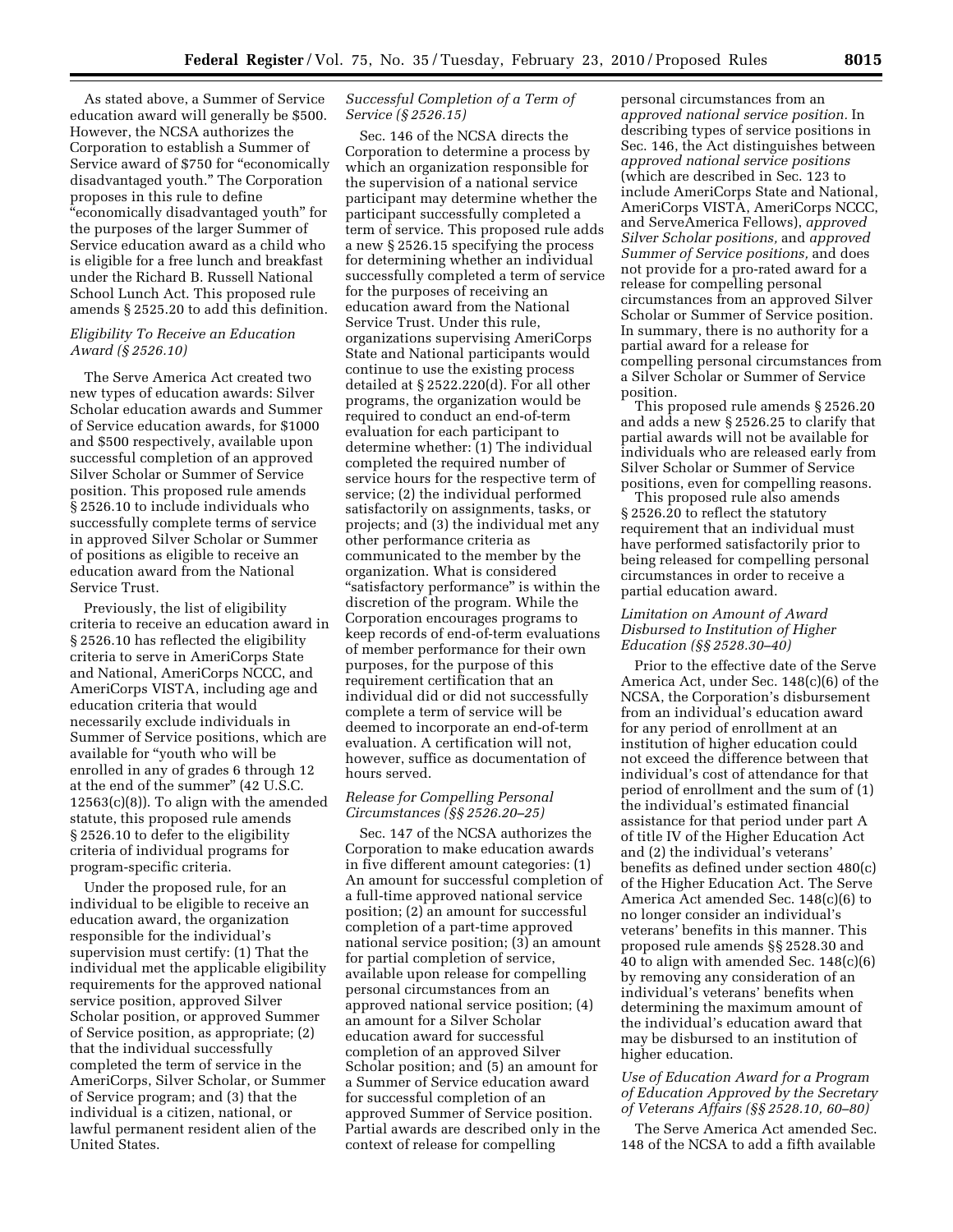As stated above, a Summer of Service education award will generally be $500. However, the NCSA authorizes the Corporation to establish a Summer of Service award of $750 for "economically disadvantaged youth." The Corporation proposes in this rule to define "economically disadvantaged youth" for the purposes of the larger Summer of Service education award as a child who is eligible for a free lunch and breakfast under the Richard B. Russell National School Lunch Act. This proposed rule amends § 2525.20 to add this definition.

### *Eligibility To Receive an Education Award (§ 2526.10)*

The Serve America Act created two new types of education awards: Silver Scholar education awards and Summer of Service education awards, for $1000 and $500 respectively, available upon successful completion of an approved Silver Scholar or Summer of Service position. This proposed rule amends § 2526.10 to include individuals who successfully complete terms of service in approved Silver Scholar or Summer of positions as eligible to receive an education award from the National Service Trust.

Previously, the list of eligibility criteria to receive an education award in § 2526.10 has reflected the eligibility criteria to serve in AmeriCorps State and National, AmeriCorps NCCC, and AmeriCorps VISTA, including age and education criteria that would necessarily exclude individuals in Summer of Service positions, which are available for "youth who will be enrolled in any of grades 6 through 12 at the end of the summer" (42 U.S.C. 12563(c)(8)). To align with the amended statute, this proposed rule amends § 2526.10 to defer to the eligibility criteria of individual programs for program-specific criteria.

Under the proposed rule, for an individual to be eligible to receive an education award, the organization responsible for the individual's supervision must certify: (1) That the individual met the applicable eligibility requirements for the approved national service position, approved Silver Scholar position, or approved Summer of Service position, as appropriate; (2) that the individual successfully completed the term of service in the AmeriCorps, Silver Scholar, or Summer of Service program; and (3) that the individual is a citizen, national, or lawful permanent resident alien of the United States.

### *Successful Completion of a Term of Service (§ 2526.15)*

Sec. 146 of the NCSA directs the Corporation to determine a process by which an organization responsible for the supervision of a national service participant may determine whether the participant successfully completed a term of service. This proposed rule adds a new § 2526.15 specifying the process for determining whether an individual successfully completed a term of service for the purposes of receiving an education award from the National Service Trust. Under this rule, organizations supervising AmeriCorps State and National participants would continue to use the existing process detailed at § 2522.220(d). For all other programs, the organization would be required to conduct an end-of-term evaluation for each participant to determine whether: (1) The individual completed the required number of service hours for the respective term of service; (2) the individual performed satisfactorily on assignments, tasks, or projects; and (3) the individual met any other performance criteria as communicated to the member by the organization. What is considered "satisfactory performance" is within the discretion of the program. While the Corporation encourages programs to keep records of end-of-term evaluations of member performance for their own purposes, for the purpose of this requirement certification that an individual did or did not successfully complete a term of service will be deemed to incorporate an end-of-term evaluation. A certification will not, however, suffice as documentation of hours served.

### *Release for Compelling Personal Circumstances (§§ 2526.20–25)*

Sec. 147 of the NCSA authorizes the Corporation to make education awards in five different amount categories: (1) An amount for successful completion of a full-time approved national service position; (2) an amount for successful completion of a part-time approved national service position; (3) an amount for partial completion of service, available upon release for compelling personal circumstances from an approved national service position; (4) an amount for a Silver Scholar education award for successful completion of an approved Silver Scholar position; and (5) an amount for a Summer of Service education award for successful completion of an approved Summer of Service position. Partial awards are described only in the context of release for compelling personal circumstances from an *approved national service position.* In describing types of service positions in Sec. 146, the Act distinguishes between *approved national service positions* (which are described in Sec. 123 to include AmeriCorps State and National, AmeriCorps VISTA, AmeriCorps NCCC, and ServeAmerica Fellows), *approved Silver Scholar positions,* and *approved Summer of Service positions,* and does not provide for a pro-rated award for a release for compelling personal circumstances from an approved Silver Scholar or Summer of Service position. In summary, there is no authority for a partial award for a release for compelling personal circumstances from a Silver Scholar or Summer of Service position.

This proposed rule amends § 2526.20 and adds a new § 2526.25 to clarify that partial awards will not be available for individuals who are released early from Silver Scholar or Summer of Service positions, even for compelling reasons.

This proposed rule also amends § 2526.20 to reflect the statutory requirement that an individual must have performed satisfactorily prior to being released for compelling personal circumstances in order to receive a partial education award.

### *Limitation on Amount of Award Disbursed to Institution of Higher Education (§§ 2528.30–40)*

Prior to the effective date of the Serve America Act, under Sec. 148(c)(6) of the NCSA, the Corporation's disbursement from an individual's education award for any period of enrollment at an institution of higher education could not exceed the difference between that individual's cost of attendance for that period of enrollment and the sum of (1) the individual's estimated financial assistance for that period under part A of title IV of the Higher Education Act and (2) the individual's veterans' benefits as defined under section 480(c) of the Higher Education Act. The Serve America Act amended Sec. 148(c)(6) to no longer consider an individual's veterans' benefits in this manner. This proposed rule amends §§ 2528.30 and 40 to align with amended Sec. 148(c)(6) by removing any consideration of an individual's veterans' benefits when determining the maximum amount of the individual's education award that may be disbursed to an institution of higher education.

### *Use of Education Award for a Program of Education Approved by the Secretary of Veterans Affairs (§§ 2528.10, 60–80)*

The Serve America Act amended Sec. 148 of the NCSA to add a fifth available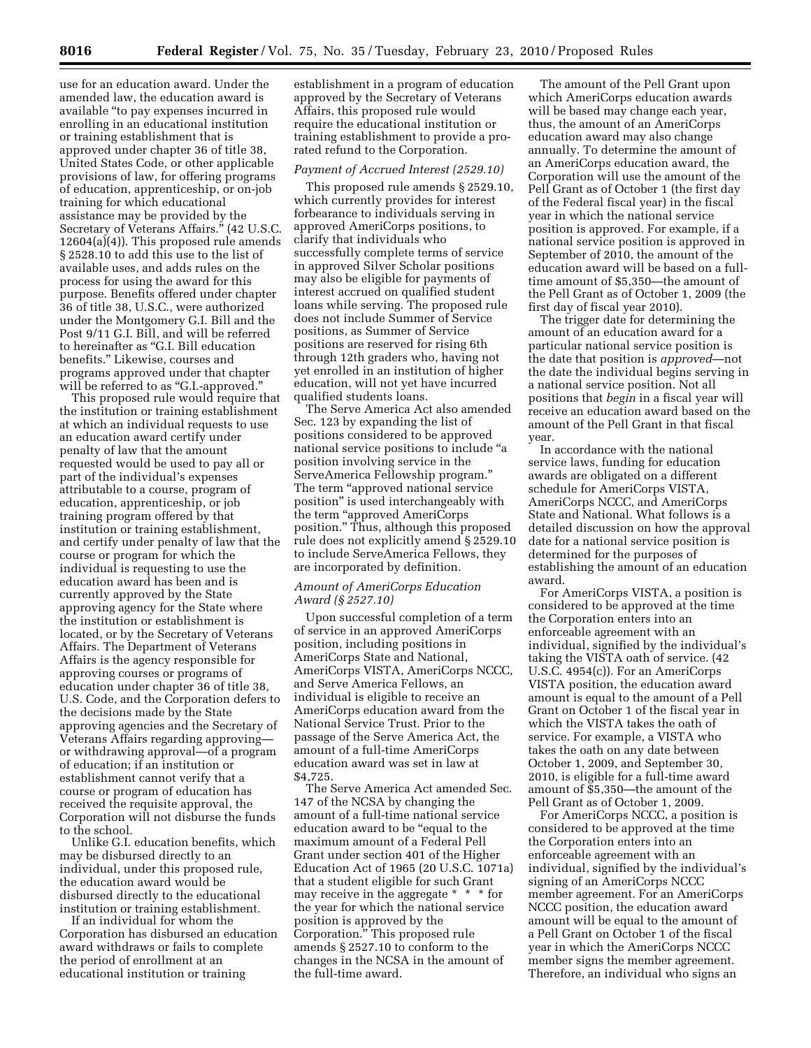use for an education award. Under the amended law, the education award is available "to pay expenses incurred in enrolling in an educational institution or training establishment that is approved under chapter 36 of title 38, United States Code, or other applicable provisions of law, for offering programs of education, apprenticeship, or on-job training for which educational assistance may be provided by the Secretary of Veterans Affairs." (42 U.S.C. 12604(a)(4)). This proposed rule amends § 2528.10 to add this use to the list of available uses, and adds rules on the process for using the award for this purpose. Benefits offered under chapter 36 of title 38, U.S.C., were authorized under the Montgomery G.I. Bill and the Post 9/11 G.I. Bill, and will be referred to hereinafter as "G.I. Bill education benefits." Likewise, courses and programs approved under that chapter will be referred to as "G.I.-approved."

This proposed rule would require that the institution or training establishment at which an individual requests to use an education award certify under penalty of law that the amount requested would be used to pay all or part of the individual's expenses attributable to a course, program of education, apprenticeship, or job training program offered by that institution or training establishment, and certify under penalty of law that the course or program for which the individual is requesting to use the education award has been and is currently approved by the State approving agency for the State where the institution or establishment is located, or by the Secretary of Veterans Affairs. The Department of Veterans Affairs is the agency responsible for approving courses or programs of education under chapter 36 of title 38, U.S. Code, and the Corporation defers to the decisions made by the State approving agencies and the Secretary of Veterans Affairs regarding approving—or withdrawing approval—of a program of education; if an institution or establishment cannot verify that a course or program of education has received the requisite approval, the Corporation will not disburse the funds to the school.

Unlike G.I. education benefits, which may be disbursed directly to an individual, under this proposed rule, the education award would be disbursed directly to the educational institution or training establishment.

If an individual for whom the Corporation has disbursed an education award withdraws or fails to complete the period of enrollment at an educational institution or training establishment in a program of education approved by the Secretary of Veterans Affairs, this proposed rule would require the educational institution or training establishment to provide a pro-rated refund to the Corporation.

*Payment of Accrued Interest (2529.10)*

This proposed rule amends § 2529.10, which currently provides for interest forbearance to individuals serving in approved AmeriCorps positions, to clarify that individuals who successfully complete terms of service in approved Silver Scholar positions may also be eligible for payments of interest accrued on qualified student loans while serving. The proposed rule does not include Summer of Service positions, as Summer of Service positions are reserved for rising 6th through 12th graders who, having not yet enrolled in an institution of higher education, will not yet have incurred qualified students loans.

The Serve America Act also amended Sec. 123 by expanding the list of positions considered to be approved national service positions to include "a position involving service in the ServeAmerica Fellowship program." The term "approved national service position" is used interchangeably with the term "approved AmeriCorps position." Thus, although this proposed rule does not explicitly amend § 2529.10 to include ServeAmerica Fellows, they are incorporated by definition.

*Amount of AmeriCorps Education Award (§ 2527.10)*

Upon successful completion of a term of service in an approved AmeriCorps position, including positions in AmeriCorps State and National, AmeriCorps VISTA, AmeriCorps NCCC, and Serve America Fellows, an individual is eligible to receive an AmeriCorps education award from the National Service Trust. Prior to the passage of the Serve America Act, the amount of a full-time AmeriCorps education award was set in law at $4,725.

The Serve America Act amended Sec. 147 of the NCSA by changing the amount of a full-time national service education award to be "equal to the maximum amount of a Federal Pell Grant under section 401 of the Higher Education Act of 1965 (20 U.S.C. 1071a) that a student eligible for such Grant may receive in the aggregate * * * for the year for which the national service position is approved by the Corporation." This proposed rule amends § 2527.10 to conform to the changes in the NCSA in the amount of the full-time award.

The amount of the Pell Grant upon which AmeriCorps education awards will be based may change each year, thus, the amount of an AmeriCorps education award may also change annually. To determine the amount of an AmeriCorps education award, the Corporation will use the amount of the Pell Grant as of October 1 (the first day of the Federal fiscal year) in the fiscal year in which the national service position is approved. For example, if a national service position is approved in September of 2010, the amount of the education award will be based on a full-time amount of $5,350—the amount of the Pell Grant as of October 1, 2009 (the first day of fiscal year 2010).

The trigger date for determining the amount of an education award for a particular national service position is the date that position is *approved*—not the date the individual begins serving in a national service position. Not all positions that *begin* in a fiscal year will receive an education award based on the amount of the Pell Grant in that fiscal year.

In accordance with the national service laws, funding for education awards are obligated on a different schedule for AmeriCorps VISTA, AmeriCorps NCCC, and AmeriCorps State and National. What follows is a detailed discussion on how the approval date for a national service position is determined for the purposes of establishing the amount of an education award.

For AmeriCorps VISTA, a position is considered to be approved at the time the Corporation enters into an enforceable agreement with an individual, signified by the individual's taking the VISTA oath of service. (42 U.S.C. 4954(c)). For an AmeriCorps VISTA position, the education award amount is equal to the amount of a Pell Grant on October 1 of the fiscal year in which the VISTA takes the oath of service. For example, a VISTA who takes the oath on any date between October 1, 2009, and September 30, 2010, is eligible for a full-time award amount of $5,350—the amount of the Pell Grant as of October 1, 2009.

For AmeriCorps NCCC, a position is considered to be approved at the time the Corporation enters into an enforceable agreement with an individual, signified by the individual's signing of an AmeriCorps NCCC member agreement. For an AmeriCorps NCCC position, the education award amount will be equal to the amount of a Pell Grant on October 1 of the fiscal year in which the AmeriCorps NCCC member signs the member agreement. Therefore, an individual who signs an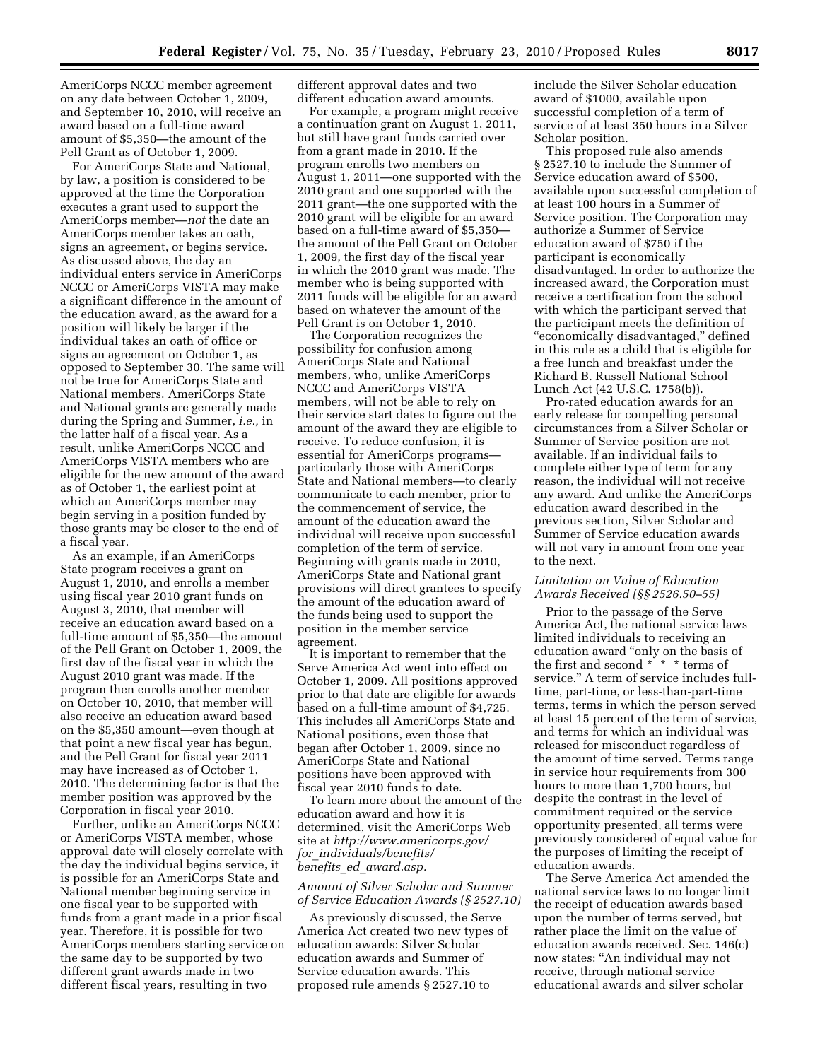AmeriCorps NCCC member agreement on any date between October 1, 2009, and September 10, 2010, will receive an award based on a full-time award amount of $5,350—the amount of the Pell Grant as of October 1, 2009.

For AmeriCorps State and National, by law, a position is considered to be approved at the time the Corporation executes a grant used to support the AmeriCorps member—*not* the date an AmeriCorps member takes an oath, signs an agreement, or begins service. As discussed above, the day an individual enters service in AmeriCorps NCCC or AmeriCorps VISTA may make a significant difference in the amount of the education award, as the award for a position will likely be larger if the individual takes an oath of office or signs an agreement on October 1, as opposed to September 30. The same will not be true for AmeriCorps State and National members. AmeriCorps State and National grants are generally made during the Spring and Summer, *i.e.,* in the latter half of a fiscal year. As a result, unlike AmeriCorps NCCC and AmeriCorps VISTA members who are eligible for the new amount of the award as of October 1, the earliest point at which an AmeriCorps member may begin serving in a position funded by those grants may be closer to the end of a fiscal year.

As an example, if an AmeriCorps State program receives a grant on August 1, 2010, and enrolls a member using fiscal year 2010 grant funds on August 3, 2010, that member will receive an education award based on a full-time amount of $5,350—the amount of the Pell Grant on October 1, 2009, the first day of the fiscal year in which the August 2010 grant was made. If the program then enrolls another member on October 10, 2010, that member will also receive an education award based on the $5,350 amount—even though at that point a new fiscal year has begun, and the Pell Grant for fiscal year 2011 may have increased as of October 1, 2010. The determining factor is that the member position was approved by the Corporation in fiscal year 2010.

Further, unlike an AmeriCorps NCCC or AmeriCorps VISTA member, whose approval date will closely correlate with the day the individual begins service, it is possible for an AmeriCorps State and National member beginning service in one fiscal year to be supported with funds from a grant made in a prior fiscal year. Therefore, it is possible for two AmeriCorps members starting service on the same day to be supported by two different grant awards made in two different fiscal years, resulting in two different approval dates and two different education award amounts.

For example, a program might receive a continuation grant on August 1, 2011, but still have grant funds carried over from a grant made in 2010. If the program enrolls two members on August 1, 2011—one supported with the 2010 grant and one supported with the 2011 grant—the one supported with the 2010 grant will be eligible for an award based on a full-time award of $5,350—the amount of the Pell Grant on October 1, 2009, the first day of the fiscal year in which the 2010 grant was made. The member who is being supported with 2011 funds will be eligible for an award based on whatever the amount of the Pell Grant is on October 1, 2010.

The Corporation recognizes the possibility for confusion among AmeriCorps State and National members, who, unlike AmeriCorps NCCC and AmeriCorps VISTA members, will not be able to rely on their service start dates to figure out the amount of the award they are eligible to receive. To reduce confusion, it is essential for AmeriCorps programs—particularly those with AmeriCorps State and National members—to clearly communicate to each member, prior to the commencement of service, the amount of the education award the individual will receive upon successful completion of the term of service. Beginning with grants made in 2010, AmeriCorps State and National grant provisions will direct grantees to specify the amount of the education award of the funds being used to support the position in the member service agreement.

It is important to remember that the Serve America Act went into effect on October 1, 2009. All positions approved prior to that date are eligible for awards based on a full-time amount of $4,725. This includes all AmeriCorps State and National positions, even those that began after October 1, 2009, since no AmeriCorps State and National positions have been approved with fiscal year 2010 funds to date.

To learn more about the amount of the education award and how it is determined, visit the AmeriCorps Web site at *http://www.americorps.gov/for_individuals/benefits/benefits_ed_award.asp.*

### *Amount of Silver Scholar and Summer of Service Education Awards (§ 2527.10)*

As previously discussed, the Serve America Act created two new types of education awards: Silver Scholar education awards and Summer of Service education awards. This proposed rule amends § 2527.10 to include the Silver Scholar education award of $1000, available upon successful completion of a term of service of at least 350 hours in a Silver Scholar position.

This proposed rule also amends § 2527.10 to include the Summer of Service education award of $500, available upon successful completion of at least 100 hours in a Summer of Service position. The Corporation may authorize a Summer of Service education award of $750 if the participant is economically disadvantaged. In order to authorize the increased award, the Corporation must receive a certification from the school with which the participant served that the participant meets the definition of "economically disadvantaged," defined in this rule as a child that is eligible for a free lunch and breakfast under the Richard B. Russell National School Lunch Act (42 U.S.C. 1758(b)).

Pro-rated education awards for an early release for compelling personal circumstances from a Silver Scholar or Summer of Service position are not available. If an individual fails to complete either type of term for any reason, the individual will not receive any award. And unlike the AmeriCorps education award described in the previous section, Silver Scholar and Summer of Service education awards will not vary in amount from one year to the next.

### *Limitation on Value of Education Awards Received (§§ 2526.50–55)*

Prior to the passage of the Serve America Act, the national service laws limited individuals to receiving an education award "only on the basis of the first and second * * * terms of service." A term of service includes full-time, part-time, or less-than-part-time terms, terms in which the person served at least 15 percent of the term of service, and terms for which an individual was released for misconduct regardless of the amount of time served. Terms range in service hour requirements from 300 hours to more than 1,700 hours, but despite the contrast in the level of commitment required or the service opportunity presented, all terms were previously considered of equal value for the purposes of limiting the receipt of education awards.

The Serve America Act amended the national service laws to no longer limit the receipt of education awards based upon the number of terms served, but rather place the limit on the value of education awards received. Sec. 146(c) now states: "An individual may not receive, through national service educational awards and silver scholar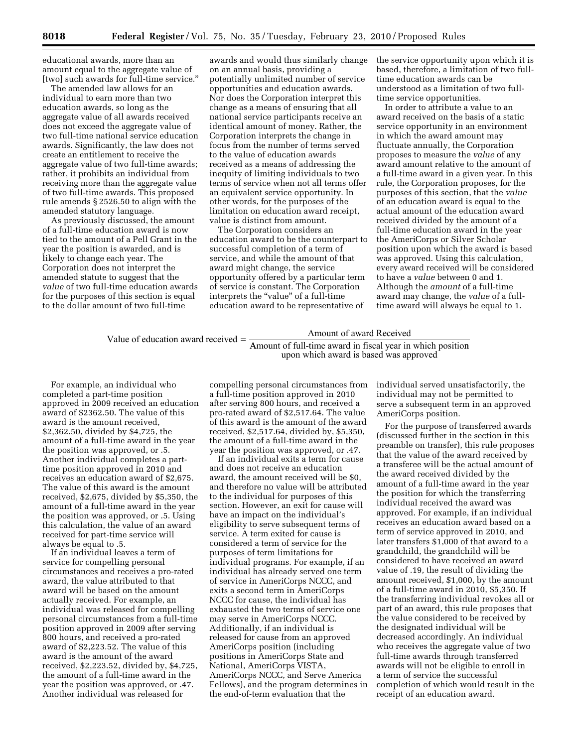educational awards, more than an amount equal to the aggregate value of [two] such awards for full-time service."

The amended law allows for an individual to earn more than two education awards, so long as the aggregate value of all awards received does not exceed the aggregate value of two full-time national service education awards. Significantly, the law does not create an entitlement to receive the aggregate value of two full-time awards; rather, it prohibits an individual from receiving more than the aggregate value of two full-time awards. This proposed rule amends § 2526.50 to align with the amended statutory language.

As previously discussed, the amount of a full-time education award is now tied to the amount of a Pell Grant in the year the position is awarded, and is likely to change each year. The Corporation does not interpret the amended statute to suggest that the *value* of two full-time education awards for the purposes of this section is equal to the dollar amount of two full-time awards and would thus similarly change on an annual basis, providing a potentially unlimited number of service opportunities and education awards. Nor does the Corporation interpret this change as a means of ensuring that all national service participants receive an identical amount of money. Rather, the Corporation interprets the change in focus from the number of terms served to the value of education awards received as a means of addressing the inequity of limiting individuals to two terms of service when not all terms offer an equivalent service opportunity. In other words, for the purposes of the limitation on education award receipt, value is distinct from amount.

The Corporation considers an education award to be the counterpart to successful completion of a term of service, and while the amount of that award might change, the service opportunity offered by a particular term of service is constant. The Corporation interprets the "value" of a full-time education award to be representative of the service opportunity upon which it is based, therefore, a limitation of two full-time education awards can be understood as a limitation of two full-time service opportunities.

In order to attribute a value to an award received on the basis of a static service opportunity in an environment in which the award amount may fluctuate annually, the Corporation proposes to measure the *value* of any award amount relative to the amount of a full-time award in a given year. In this rule, the Corporation proposes, for the purposes of this section, that the *value* of an education award is equal to the actual amount of the education award received divided by the amount of a full-time education award in the year the AmeriCorps or Silver Scholar position upon which the award is based was approved. Using this calculation, every award received will be considered to have a *value* between 0 and 1. Although the *amount* of a full-time award may change, the *value* of a full-time award will always be equal to 1.

$$\text{Value of education award received} = \frac{\text{Amount of award Received}}{\text{Amount of full-time award in fiscal year in which position upon which award is based was approved}}$$

For example, an individual who completed a part-time position approved in 2009 received an education award of $2362.50. The value of this award is the amount received, $2,362.50, divided by $4,725, the amount of a full-time award in the year the position was approved, or .5. Another individual completes a part-time position approved in 2010 and receives an education award of $2,675. The value of this award is the amount received, $2,675, divided by $5,350, the amount of a full-time award in the year the position was approved, or .5. Using this calculation, the value of an award received for part-time service will always be equal to .5.

If an individual leaves a term of service for compelling personal circumstances and receives a pro-rated award, the value attributed to that award will be based on the amount actually received. For example, an individual was released for compelling personal circumstances from a full-time position approved in 2009 after serving 800 hours, and received a pro-rated award of $2,223.52. The value of this award is the amount of the award received, $2,223.52, divided by, $4,725, the amount of a full-time award in the year the position was approved, or .47. Another individual was released for compelling personal circumstances from a full-time position approved in 2010 after serving 800 hours, and received a pro-rated award of $2,517.64. The value of this award is the amount of the award received, $2,517.64, divided by, $5,350, the amount of a full-time award in the year the position was approved, or .47.

If an individual exits a term for cause and does not receive an education award, the amount received will be $0, and therefore no value will be attributed to the individual for purposes of this section. However, an exit for cause will have an impact on the individual's eligibility to serve subsequent terms of service. A term exited for cause is considered a term of service for the purposes of term limitations for individual programs. For example, if an individual has already served one term of service in AmeriCorps NCCC, and exits a second term in AmeriCorps NCCC for cause, the individual has exhausted the two terms of service one may serve in AmeriCorps NCCC. Additionally, if an individual is released for cause from an approved AmeriCorps position (including positions in AmeriCorps State and National, AmeriCorps VISTA, AmeriCorps NCCC, and Serve America Fellows), and the program determines in the end-of-term evaluation that the individual served unsatisfactorily, the individual may not be permitted to serve a subsequent term in an approved AmeriCorps position.

For the purpose of transferred awards (discussed further in the section in this preamble on transfer), this rule proposes that the value of the award received by a transferee will be the actual amount of the award received divided by the amount of a full-time award in the year the position for which the transferring individual received the award was approved. For example, if an individual receives an education award based on a term of service approved in 2010, and later transfers $1,000 of that award to a grandchild, the grandchild will be considered to have received an award value of .19, the result of dividing the amount received, $1,000, by the amount of a full-time award in 2010, $5,350. If the transferring individual revokes all or part of an award, this rule proposes that the value considered to be received by the designated individual will be decreased accordingly. An individual who receives the aggregate value of two full-time awards through transferred awards will not be eligible to enroll in a term of service the successful completion of which would result in the receipt of an education award.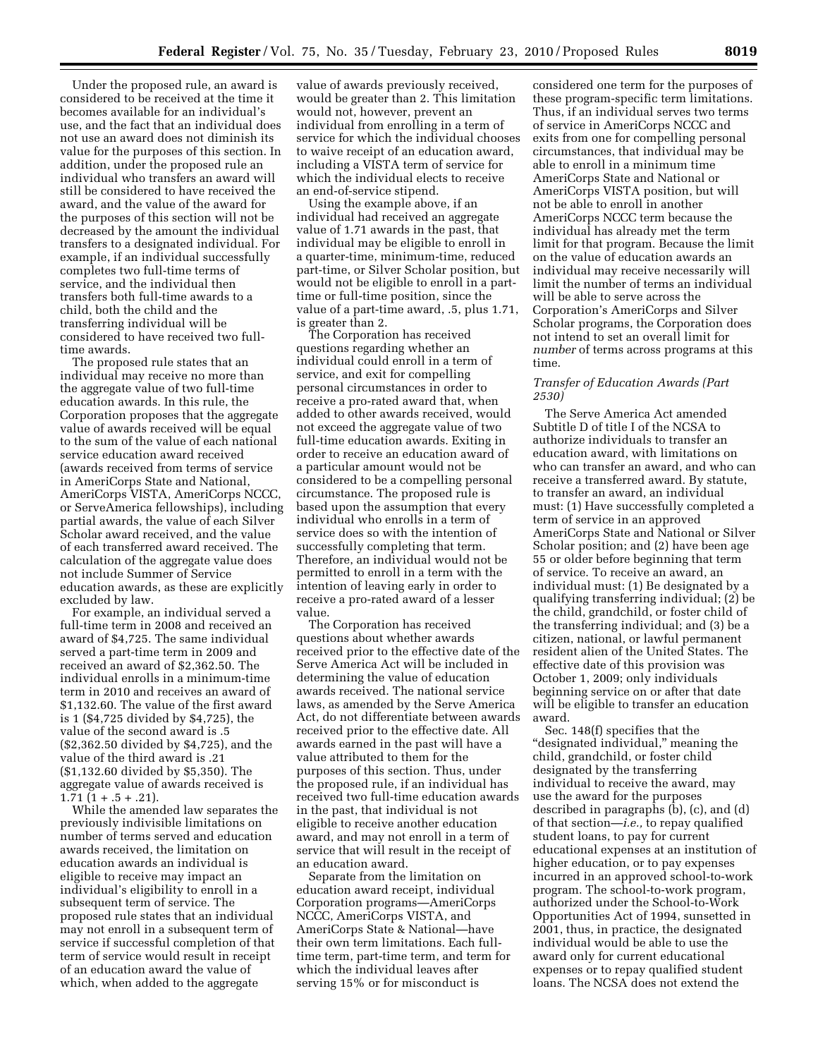Under the proposed rule, an award is considered to be received at the time it becomes available for an individual's use, and the fact that an individual does not use an award does not diminish its value for the purposes of this section. In addition, under the proposed rule an individual who transfers an award will still be considered to have received the award, and the value of the award for the purposes of this section will not be decreased by the amount the individual transfers to a designated individual. For example, if an individual successfully completes two full-time terms of service, and the individual then transfers both full-time awards to a child, both the child and the transferring individual will be considered to have received two full-time awards.

The proposed rule states that an individual may receive no more than the aggregate value of two full-time education awards. In this rule, the Corporation proposes that the aggregate value of awards received will be equal to the sum of the value of each national service education award received (awards received from terms of service in AmeriCorps State and National, AmeriCorps VISTA, AmeriCorps NCCC, or ServeAmerica fellowships), including partial awards, the value of each Silver Scholar award received, and the value of each transferred award received. The calculation of the aggregate value does not include Summer of Service education awards, as these are explicitly excluded by law.

For example, an individual served a full-time term in 2008 and received an award of $4,725. The same individual served a part-time term in 2009 and received an award of $2,362.50. The individual enrolls in a minimum-time term in 2010 and receives an award of $1,132.60. The value of the first award is 1 ($4,725 divided by $4,725), the value of the second award is .5 ($2,362.50 divided by $4,725), and the value of the third award is .21 ($1,132.60 divided by $5,350). The aggregate value of awards received is 1.71 (1 + .5 + .21).

While the amended law separates the previously indivisible limitations on number of terms served and education awards received, the limitation on education awards an individual is eligible to receive may impact an individual's eligibility to enroll in a subsequent term of service. The proposed rule states that an individual may not enroll in a subsequent term of service if successful completion of that term of service would result in receipt of an education award the value of which, when added to the aggregate value of awards previously received, would be greater than 2. This limitation would not, however, prevent an individual from enrolling in a term of service for which the individual chooses to waive receipt of an education award, including a VISTA term of service for which the individual elects to receive an end-of-service stipend.

Using the example above, if an individual had received an aggregate value of 1.71 awards in the past, that individual may be eligible to enroll in a quarter-time, minimum-time, reduced part-time, or Silver Scholar position, but would not be eligible to enroll in a part-time or full-time position, since the value of a part-time award, .5, plus 1.71, is greater than 2.

The Corporation has received questions regarding whether an individual could enroll in a term of service, and exit for compelling personal circumstances in order to receive a pro-rated award that, when added to other awards received, would not exceed the aggregate value of two full-time education awards. Exiting in order to receive an education award of a particular amount would not be considered to be a compelling personal circumstance. The proposed rule is based upon the assumption that every individual who enrolls in a term of service does so with the intention of successfully completing that term. Therefore, an individual would not be permitted to enroll in a term with the intention of leaving early in order to receive a pro-rated award of a lesser value.

The Corporation has received questions about whether awards received prior to the effective date of the Serve America Act will be included in determining the value of education awards received. The national service laws, as amended by the Serve America Act, do not differentiate between awards received prior to the effective date. All awards earned in the past will have a value attributed to them for the purposes of this section. Thus, under the proposed rule, if an individual has received two full-time education awards in the past, that individual is not eligible to receive another education award, and may not enroll in a term of service that will result in the receipt of an education award.

Separate from the limitation on education award receipt, individual Corporation programs—AmeriCorps NCCC, AmeriCorps VISTA, and AmeriCorps State & National—have their own term limitations. Each full-time term, part-time term, and term for which the individual leaves after serving 15% or for misconduct is considered one term for the purposes of these program-specific term limitations. Thus, if an individual serves two terms of service in AmeriCorps NCCC and exits from one for compelling personal circumstances, that individual may be able to enroll in a minimum time AmeriCorps State and National or AmeriCorps VISTA position, but will not be able to enroll in another AmeriCorps NCCC term because the individual has already met the term limit for that program. Because the limit on the value of education awards an individual may receive necessarily will limit the number of terms an individual will be able to serve across the Corporation's AmeriCorps and Silver Scholar programs, the Corporation does not intend to set an overall limit for *number* of terms across programs at this time.

### *Transfer of Education Awards (Part 2530)*

The Serve America Act amended Subtitle D of title I of the NCSA to authorize individuals to transfer an education award, with limitations on who can transfer an award, and who can receive a transferred award. By statute, to transfer an award, an individual must: (1) Have successfully completed a term of service in an approved AmeriCorps State and National or Silver Scholar position; and (2) have been age 55 or older before beginning that term of service. To receive an award, an individual must: (1) Be designated by a qualifying transferring individual; (2) be the child, grandchild, or foster child of the transferring individual; and (3) be a citizen, national, or lawful permanent resident alien of the United States. The effective date of this provision was October 1, 2009; only individuals beginning service on or after that date will be eligible to transfer an education award.

Sec. 148(f) specifies that the "designated individual," meaning the child, grandchild, or foster child designated by the transferring individual to receive the award, may use the award for the purposes described in paragraphs (b), (c), and (d) of that section—*i.e.,* to repay qualified student loans, to pay for current educational expenses at an institution of higher education, or to pay expenses incurred in an approved school-to-work program. The school-to-work program, authorized under the School-to-Work Opportunities Act of 1994, sunsetted in 2001, thus, in practice, the designated individual would be able to use the award only for current educational expenses or to repay qualified student loans. The NCSA does not extend the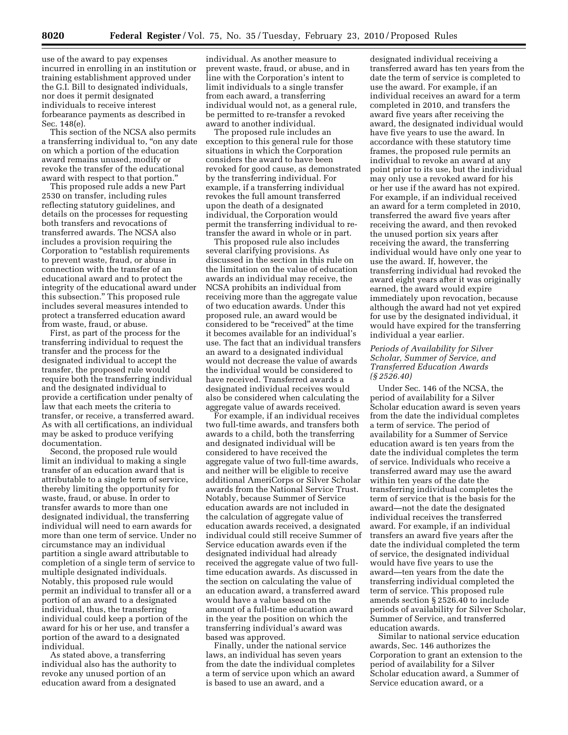use of the award to pay expenses incurred in enrolling in an institution or training establishment approved under the G.I. Bill to designated individuals, nor does it permit designated individuals to receive interest forbearance payments as described in Sec. 148(e).

This section of the NCSA also permits a transferring individual to, "on any date on which a portion of the education award remains unused, modify or revoke the transfer of the educational award with respect to that portion."

This proposed rule adds a new Part 2530 on transfer, including rules reflecting statutory guidelines, and details on the processes for requesting both transfers and revocations of transferred awards. The NCSA also includes a provision requiring the Corporation to "establish requirements to prevent waste, fraud, or abuse in connection with the transfer of an educational award and to protect the integrity of the educational award under this subsection." This proposed rule includes several measures intended to protect a transferred education award from waste, fraud, or abuse.

First, as part of the process for the transferring individual to request the transfer and the process for the designated individual to accept the transfer, the proposed rule would require both the transferring individual and the designated individual to provide a certification under penalty of law that each meets the criteria to transfer, or receive, a transferred award. As with all certifications, an individual may be asked to produce verifying documentation.

Second, the proposed rule would limit an individual to making a single transfer of an education award that is attributable to a single term of service, thereby limiting the opportunity for waste, fraud, or abuse. In order to transfer awards to more than one designated individual, the transferring individual will need to earn awards for more than one term of service. Under no circumstance may an individual partition a single award attributable to completion of a single term of service to multiple designated individuals. Notably, this proposed rule would permit an individual to transfer all or a portion of an award to a designated individual, thus, the transferring individual could keep a portion of the award for his or her use, and transfer a portion of the award to a designated individual.

As stated above, a transferring individual also has the authority to revoke any unused portion of an education award from a designated individual. As another measure to prevent waste, fraud, or abuse, and in line with the Corporation's intent to limit individuals to a single transfer from each award, a transferring individual would not, as a general rule, be permitted to re-transfer a revoked award to another individual.

The proposed rule includes an exception to this general rule for those situations in which the Corporation considers the award to have been revoked for good cause, as demonstrated by the transferring individual. For example, if a transferring individual revokes the full amount transferred upon the death of a designated individual, the Corporation would permit the transferring individual to re-transfer the award in whole or in part.

This proposed rule also includes several clarifying provisions. As discussed in the section in this rule on the limitation on the value of education awards an individual may receive, the NCSA prohibits an individual from receiving more than the aggregate value of two education awards. Under this proposed rule, an award would be considered to be "received" at the time it becomes available for an individual's use. The fact that an individual transfers an award to a designated individual would not decrease the value of awards the individual would be considered to have received. Transferred awards a designated individual receives would also be considered when calculating the aggregate value of awards received.

For example, if an individual receives two full-time awards, and transfers both awards to a child, both the transferring and designated individual will be considered to have received the aggregate value of two full-time awards, and neither will be eligible to receive additional AmeriCorps or Silver Scholar awards from the National Service Trust. Notably, because Summer of Service education awards are not included in the calculation of aggregate value of education awards received, a designated individual could still receive Summer of Service education awards even if the designated individual had already received the aggregate value of two full-time education awards. As discussed in the section on calculating the value of an education award, a transferred award would have a value based on the amount of a full-time education award in the year the position on which the transferring individual's award was based was approved.

Finally, under the national service laws, an individual has seven years from the date the individual completes a term of service upon which an award is based to use an award, and a designated individual receiving a transferred award has ten years from the date the term of service is completed to use the award. For example, if an individual receives an award for a term completed in 2010, and transfers the award five years after receiving the award, the designated individual would have five years to use the award. In accordance with these statutory time frames, the proposed rule permits an individual to revoke an award at any point prior to its use, but the individual may only use a revoked award for his or her use if the award has not expired. For example, if an individual received an award for a term completed in 2010, transferred the award five years after receiving the award, and then revoked the unused portion six years after receiving the award, the transferring individual would have only one year to use the award. If, however, the transferring individual had revoked the award eight years after it was originally earned, the award would expire immediately upon revocation, because although the award had not yet expired for use by the designated individual, it would have expired for the transferring individual a year earlier.

### *Periods of Availability for Silver Scholar, Summer of Service, and Transferred Education Awards (§ 2526.40)*

Under Sec. 146 of the NCSA, the period of availability for a Silver Scholar education award is seven years from the date the individual completes a term of service. The period of availability for a Summer of Service education award is ten years from the date the individual completes the term of service. Individuals who receive a transferred award may use the award within ten years of the date the transferring individual completes the term of service that is the basis for the award—not the date the designated individual receives the transferred award. For example, if an individual transfers an award five years after the date the individual completed the term of service, the designated individual would have five years to use the award—ten years from the date the transferring individual completed the term of service. This proposed rule amends section § 2526.40 to include periods of availability for Silver Scholar, Summer of Service, and transferred education awards.

Similar to national service education awards, Sec. 146 authorizes the Corporation to grant an extension to the period of availability for a Silver Scholar education award, a Summer of Service education award, or a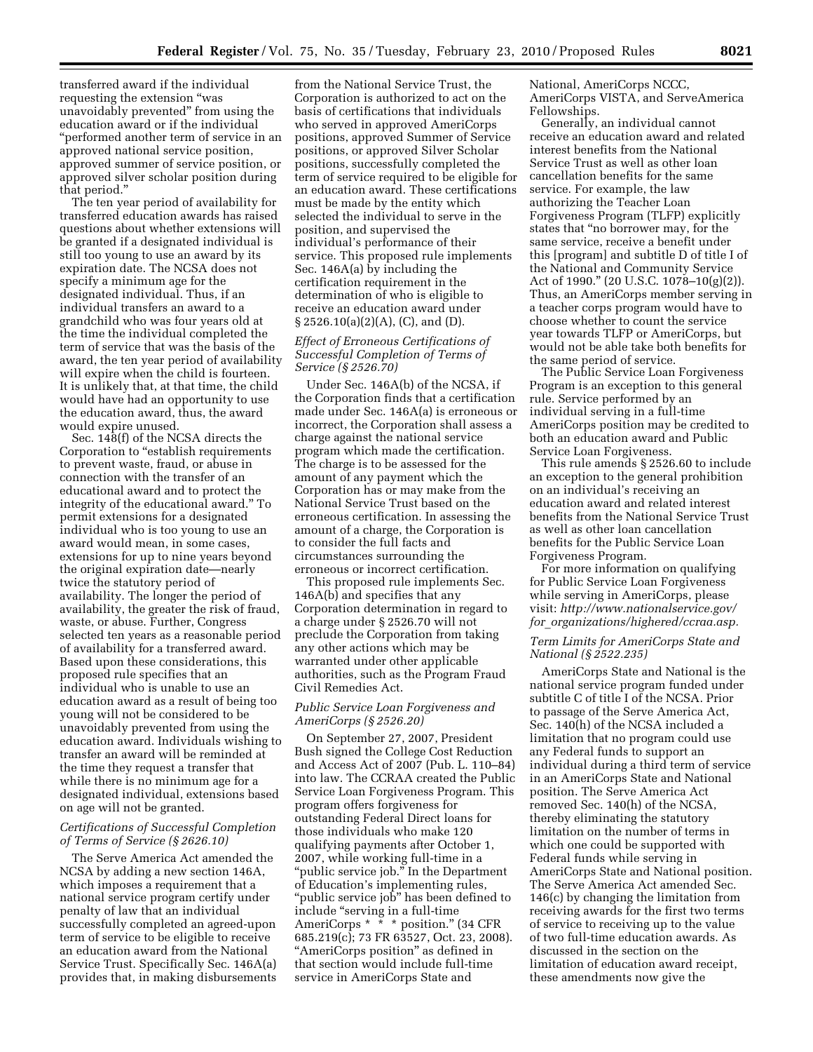transferred award if the individual requesting the extension "was unavoidably prevented" from using the education award or if the individual "performed another term of service in an approved national service position, approved summer of service position, or approved silver scholar position during that period."

The ten year period of availability for transferred education awards has raised questions about whether extensions will be granted if a designated individual is still too young to use an award by its expiration date. The NCSA does not specify a minimum age for the designated individual. Thus, if an individual transfers an award to a grandchild who was four years old at the time the individual completed the term of service that was the basis of the award, the ten year period of availability will expire when the child is fourteen. It is unlikely that, at that time, the child would have had an opportunity to use the education award, thus, the award would expire unused.

Sec. 148(f) of the NCSA directs the Corporation to "establish requirements to prevent waste, fraud, or abuse in connection with the transfer of an educational award and to protect the integrity of the educational award." To permit extensions for a designated individual who is too young to use an award would mean, in some cases, extensions for up to nine years beyond the original expiration date—nearly twice the statutory period of availability. The longer the period of availability, the greater the risk of fraud, waste, or abuse. Further, Congress selected ten years as a reasonable period of availability for a transferred award. Based upon these considerations, this proposed rule specifies that an individual who is unable to use an education award as a result of being too young will not be considered to be unavoidably prevented from using the education award. Individuals wishing to transfer an award will be reminded at the time they request a transfer that while there is no minimum age for a designated individual, extensions based on age will not be granted.

*Certifications of Successful Completion of Terms of Service (§ 2626.10)*

The Serve America Act amended the NCSA by adding a new section 146A, which imposes a requirement that a national service program certify under penalty of law that an individual successfully completed an agreed-upon term of service to be eligible to receive an education award from the National Service Trust. Specifically Sec. 146A(a) provides that, in making disbursements from the National Service Trust, the Corporation is authorized to act on the basis of certifications that individuals who served in approved AmeriCorps positions, approved Summer of Service positions, or approved Silver Scholar positions, successfully completed the term of service required to be eligible for an education award. These certifications must be made by the entity which selected the individual to serve in the position, and supervised the individual's performance of their service. This proposed rule implements Sec. 146A(a) by including the certification requirement in the determination of who is eligible to receive an education award under § 2526.10(a)(2)(A), (C), and (D).

*Effect of Erroneous Certifications of Successful Completion of Terms of Service (§ 2526.70)*

Under Sec. 146A(b) of the NCSA, if the Corporation finds that a certification made under Sec. 146A(a) is erroneous or incorrect, the Corporation shall assess a charge against the national service program which made the certification. The charge is to be assessed for the amount of any payment which the Corporation has or may make from the National Service Trust based on the erroneous certification. In assessing the amount of a charge, the Corporation is to consider the full facts and circumstances surrounding the erroneous or incorrect certification.

This proposed rule implements Sec. 146A(b) and specifies that any Corporation determination in regard to a charge under § 2526.70 will not preclude the Corporation from taking any other actions which may be warranted under other applicable authorities, such as the Program Fraud Civil Remedies Act.

*Public Service Loan Forgiveness and AmeriCorps (§ 2526.20)*

On September 27, 2007, President Bush signed the College Cost Reduction and Access Act of 2007 (Pub. L. 110–84) into law. The CCRAA created the Public Service Loan Forgiveness Program. This program offers forgiveness for outstanding Federal Direct loans for those individuals who make 120 qualifying payments after October 1, 2007, while working full-time in a "public service job." In the Department of Education's implementing rules, "public service job" has been defined to include "serving in a full-time AmeriCorps * * * position." (34 CFR 685.219(c); 73 FR 63527, Oct. 23, 2008). "AmeriCorps position" as defined in that section would include full-time service in AmeriCorps State and National, AmeriCorps NCCC, AmeriCorps VISTA, and ServeAmerica Fellowships.

Generally, an individual cannot receive an education award and related interest benefits from the National Service Trust as well as other loan cancellation benefits for the same service. For example, the law authorizing the Teacher Loan Forgiveness Program (TLFP) explicitly states that "no borrower may, for the same service, receive a benefit under this [program] and subtitle D of title I of the National and Community Service Act of 1990." (20 U.S.C. 1078–10(g)(2)). Thus, an AmeriCorps member serving in a teacher corps program would have to choose whether to count the service year towards TLFP or AmeriCorps, but would not be able take both benefits for the same period of service.

The Public Service Loan Forgiveness Program is an exception to this general rule. Service performed by an individual serving in a full-time AmeriCorps position may be credited to both an education award and Public Service Loan Forgiveness.

This rule amends § 2526.60 to include an exception to the general prohibition on an individual's receiving an education award and related interest benefits from the National Service Trust as well as other loan cancellation benefits for the Public Service Loan Forgiveness Program.

For more information on qualifying for Public Service Loan Forgiveness while serving in AmeriCorps, please visit: *http://www.nationalservice.gov/for_organizations/highered/ccraa.asp.*

*Term Limits for AmeriCorps State and National (§ 2522.235)*

AmeriCorps State and National is the national service program funded under subtitle C of title I of the NCSA. Prior to passage of the Serve America Act, Sec. 140(h) of the NCSA included a limitation that no program could use any Federal funds to support an individual during a third term of service in an AmeriCorps State and National position. The Serve America Act removed Sec. 140(h) of the NCSA, thereby eliminating the statutory limitation on the number of terms in which one could be supported with Federal funds while serving in AmeriCorps State and National position. The Serve America Act amended Sec. 146(c) by changing the limitation from receiving awards for the first two terms of service to receiving up to the value of two full-time education awards. As discussed in the section on the limitation of education award receipt, these amendments now give the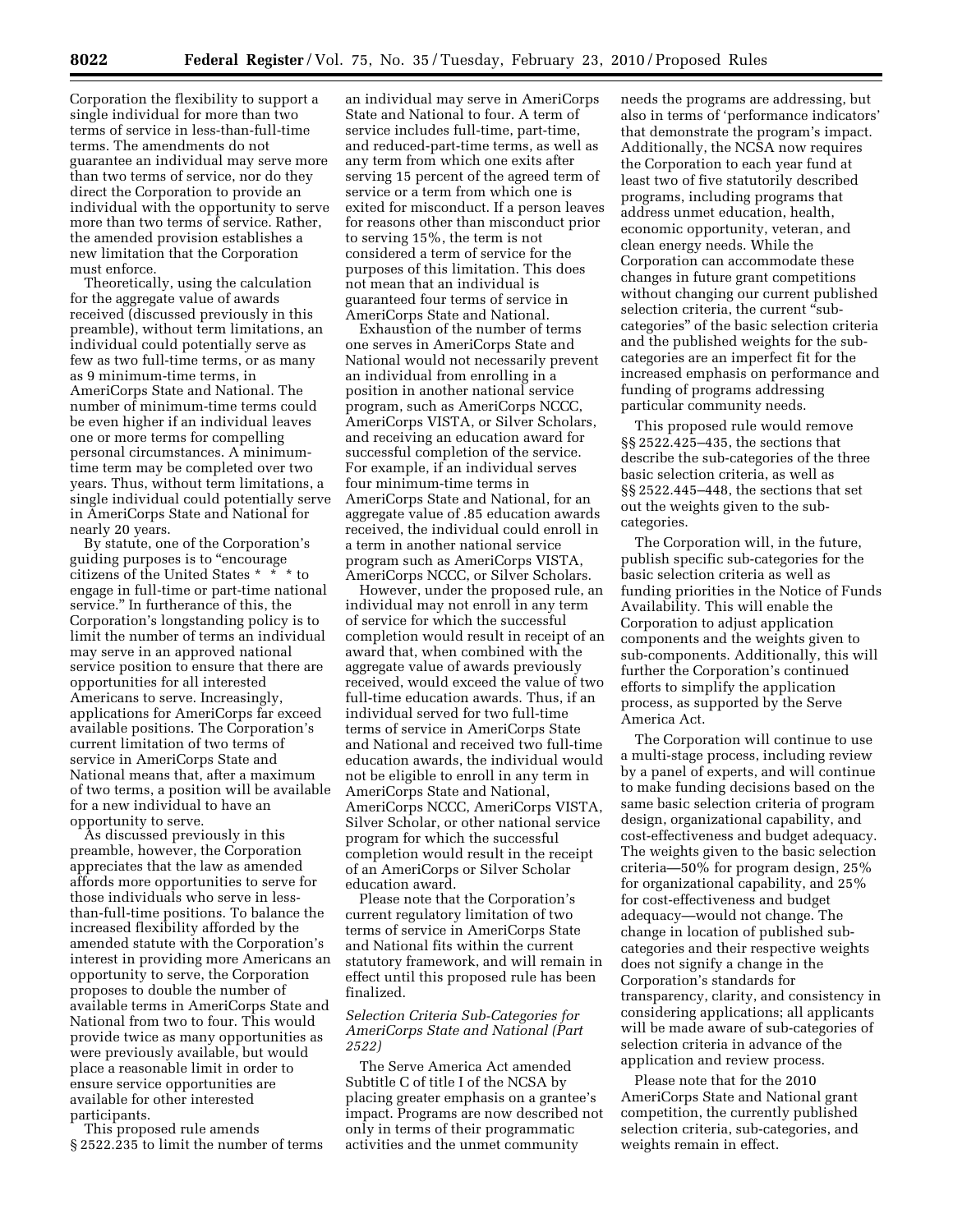Corporation the flexibility to support a single individual for more than two terms of service in less-than-full-time terms. The amendments do not guarantee an individual may serve more than two terms of service, nor do they direct the Corporation to provide an individual with the opportunity to serve more than two terms of service. Rather, the amended provision establishes a new limitation that the Corporation must enforce.

Theoretically, using the calculation for the aggregate value of awards received (discussed previously in this preamble), without term limitations, an individual could potentially serve as few as two full-time terms, or as many as 9 minimum-time terms, in AmeriCorps State and National. The number of minimum-time terms could be even higher if an individual leaves one or more terms for compelling personal circumstances. A minimum-time term may be completed over two years. Thus, without term limitations, a single individual could potentially serve in AmeriCorps State and National for nearly 20 years.

By statute, one of the Corporation's guiding purposes is to "encourage citizens of the United States * * * to engage in full-time or part-time national service." In furtherance of this, the Corporation's longstanding policy is to limit the number of terms an individual may serve in an approved national service position to ensure that there are opportunities for all interested Americans to serve. Increasingly, applications for AmeriCorps far exceed available positions. The Corporation's current limitation of two terms of service in AmeriCorps State and National means that, after a maximum of two terms, a position will be available for a new individual to have an opportunity to serve.

As discussed previously in this preamble, however, the Corporation appreciates that the law as amended affords more opportunities to serve for those individuals who serve in less-than-full-time positions. To balance the increased flexibility afforded by the amended statute with the Corporation's interest in providing more Americans an opportunity to serve, the Corporation proposes to double the number of available terms in AmeriCorps State and National from two to four. This would provide twice as many opportunities as were previously available, but would place a reasonable limit in order to ensure service opportunities are available for other interested participants.

This proposed rule amends § 2522.235 to limit the number of terms an individual may serve in AmeriCorps State and National to four. A term of service includes full-time, part-time, and reduced-part-time terms, as well as any term from which one exits after serving 15 percent of the agreed term of service or a term from which one is exited for misconduct. If a person leaves for reasons other than misconduct prior to serving 15%, the term is not considered a term of service for the purposes of this limitation. This does not mean that an individual is guaranteed four terms of service in AmeriCorps State and National.

Exhaustion of the number of terms one serves in AmeriCorps State and National would not necessarily prevent an individual from enrolling in a position in another national service program, such as AmeriCorps NCCC, AmeriCorps VISTA, or Silver Scholars, and receiving an education award for successful completion of the service. For example, if an individual serves four minimum-time terms in AmeriCorps State and National, for an aggregate value of .85 education awards received, the individual could enroll in a term in another national service program such as AmeriCorps VISTA, AmeriCorps NCCC, or Silver Scholars.

However, under the proposed rule, an individual may not enroll in any term of service for which the successful completion would result in receipt of an award that, when combined with the aggregate value of awards previously received, would exceed the value of two full-time education awards. Thus, if an individual served for two full-time terms of service in AmeriCorps State and National and received two full-time education awards, the individual would not be eligible to enroll in any term in AmeriCorps State and National, AmeriCorps NCCC, AmeriCorps VISTA, Silver Scholar, or other national service program for which the successful completion would result in the receipt of an AmeriCorps or Silver Scholar education award.

Please note that the Corporation's current regulatory limitation of two terms of service in AmeriCorps State and National fits within the current statutory framework, and will remain in effect until this proposed rule has been finalized.

*Selection Criteria Sub-Categories for AmeriCorps State and National (Part 2522)*

The Serve America Act amended Subtitle C of title I of the NCSA by placing greater emphasis on a grantee's impact. Programs are now described not only in terms of their programmatic activities and the unmet community needs the programs are addressing, but also in terms of 'performance indicators' that demonstrate the program's impact. Additionally, the NCSA now requires the Corporation to each year fund at least two of five statutorily described programs, including programs that address unmet education, health, economic opportunity, veteran, and clean energy needs. While the Corporation can accommodate these changes in future grant competitions without changing our current published selection criteria, the current "sub-categories" of the basic selection criteria and the published weights for the sub-categories are an imperfect fit for the increased emphasis on performance and funding of programs addressing particular community needs.

This proposed rule would remove §§ 2522.425–435, the sections that describe the sub-categories of the three basic selection criteria, as well as §§ 2522.445–448, the sections that set out the weights given to the sub-categories.

The Corporation will, in the future, publish specific sub-categories for the basic selection criteria as well as funding priorities in the Notice of Funds Availability. This will enable the Corporation to adjust application components and the weights given to sub-components. Additionally, this will further the Corporation's continued efforts to simplify the application process, as supported by the Serve America Act.

The Corporation will continue to use a multi-stage process, including review by a panel of experts, and will continue to make funding decisions based on the same basic selection criteria of program design, organizational capability, and cost-effectiveness and budget adequacy. The weights given to the basic selection criteria—50% for program design, 25% for organizational capability, and 25% for cost-effectiveness and budget adequacy—would not change. The change in location of published sub-categories and their respective weights does not signify a change in the Corporation's standards for transparency, clarity, and consistency in considering applications; all applicants will be made aware of sub-categories of selection criteria in advance of the application and review process.

Please note that for the 2010 AmeriCorps State and National grant competition, the currently published selection criteria, sub-categories, and weights remain in effect.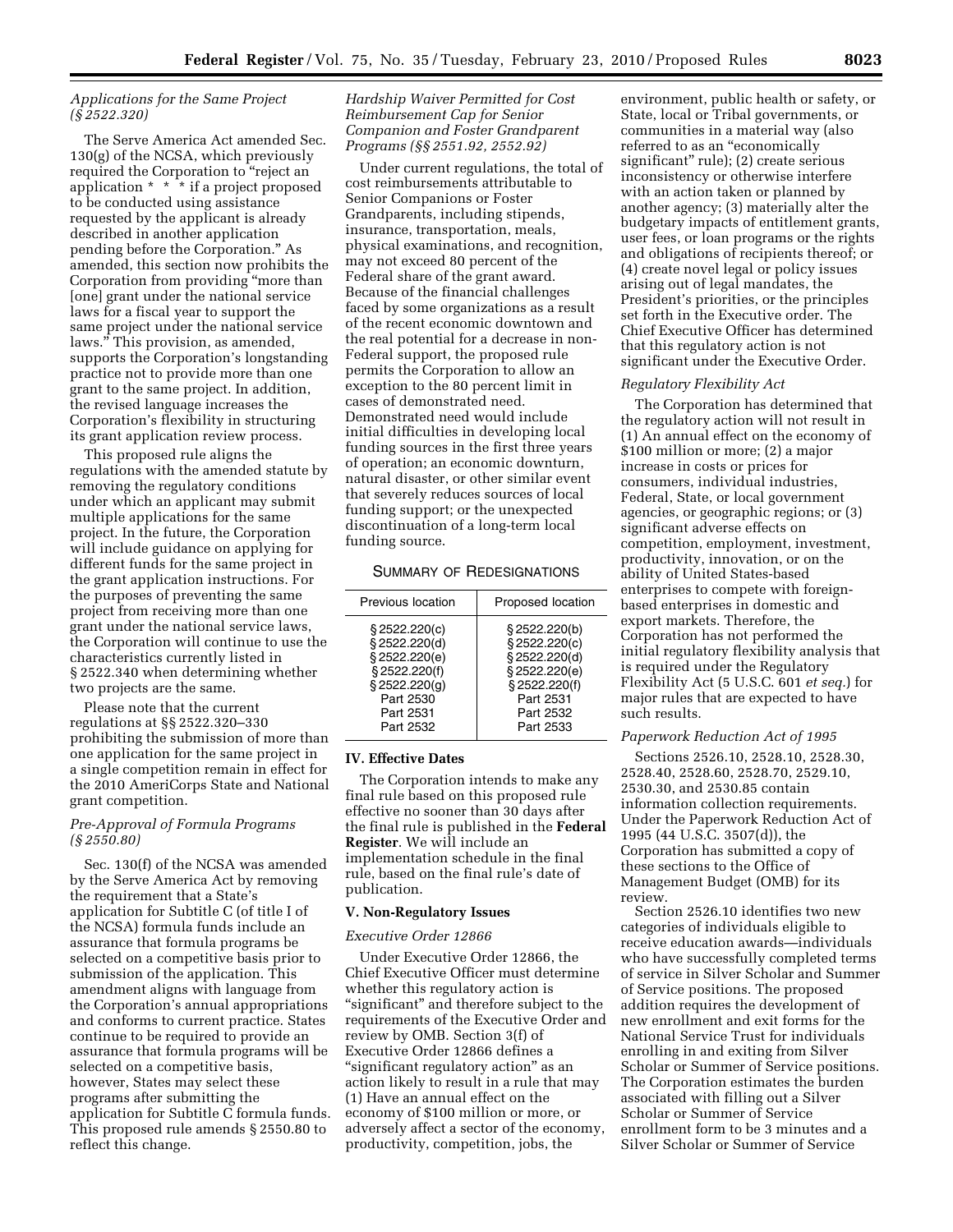*Applications for the Same Project (§ 2522.320)*

The Serve America Act amended Sec. 130(g) of the NCSA, which previously required the Corporation to "reject an application * * * if a project proposed to be conducted using assistance requested by the applicant is already described in another application pending before the Corporation." As amended, this section now prohibits the Corporation from providing "more than [one] grant under the national service laws for a fiscal year to support the same project under the national service laws." This provision, as amended, supports the Corporation's longstanding practice not to provide more than one grant to the same project. In addition, the revised language increases the Corporation's flexibility in structuring its grant application review process.

This proposed rule aligns the regulations with the amended statute by removing the regulatory conditions under which an applicant may submit multiple applications for the same project. In the future, the Corporation will include guidance on applying for different funds for the same project in the grant application instructions. For the purposes of preventing the same project from receiving more than one grant under the national service laws, the Corporation will continue to use the characteristics currently listed in § 2522.340 when determining whether two projects are the same.

Please note that the current regulations at §§ 2522.320–330 prohibiting the submission of more than one application for the same project in a single competition remain in effect for the 2010 AmeriCorps State and National grant competition.

*Pre-Approval of Formula Programs (§ 2550.80)*

Sec. 130(f) of the NCSA was amended by the Serve America Act by removing the requirement that a State's application for Subtitle C (of title I of the NCSA) formula funds include an assurance that formula programs be selected on a competitive basis prior to submission of the application. This amendment aligns with language from the Corporation's annual appropriations and conforms to current practice. States continue to be required to provide an assurance that formula programs will be selected on a competitive basis, however, States may select these programs after submitting the application for Subtitle C formula funds. This proposed rule amends § 2550.80 to reflect this change.

*Hardship Waiver Permitted for Cost Reimbursement Cap for Senior Companion and Foster Grandparent Programs (§§ 2551.92, 2552.92)*

Under current regulations, the total of cost reimbursements attributable to Senior Companions or Foster Grandparents, including stipends, insurance, transportation, meals, physical examinations, and recognition, may not exceed 80 percent of the Federal share of the grant award. Because of the financial challenges faced by some organizations as a result of the recent economic downtown and the real potential for a decrease in non-Federal support, the proposed rule permits the Corporation to allow an exception to the 80 percent limit in cases of demonstrated need. Demonstrated need would include initial difficulties in developing local funding sources in the first three years of operation; an economic downturn, natural disaster, or other similar event that severely reduces sources of local funding support; or the unexpected discontinuation of a long-term local funding source.

SUMMARY OF REDESIGNATIONS

| Previous location | Proposed location |
|---|---|
| § 2522.220(c) | § 2522.220(b) |
| § 2522.220(d) | § 2522.220(c) |
| § 2522.220(e) | § 2522.220(d) |
| § 2522.220(f) | § 2522.220(e) |
| § 2522.220(g) | § 2522.220(f) |
| Part 2530 | Part 2531 |
| Part 2531 | Part 2532 |
| Part 2532 | Part 2533 |

## IV. Effective Dates

The Corporation intends to make any final rule based on this proposed rule effective no sooner than 30 days after the final rule is published in the **Federal Register**. We will include an implementation schedule in the final rule, based on the final rule's date of publication.

## V. Non-Regulatory Issues

*Executive Order 12866*

Under Executive Order 12866, the Chief Executive Officer must determine whether this regulatory action is "significant" and therefore subject to the requirements of the Executive Order and review by OMB. Section 3(f) of Executive Order 12866 defines a "significant regulatory action" as an action likely to result in a rule that may (1) Have an annual effect on the economy of $100 million or more, or adversely affect a sector of the economy, productivity, competition, jobs, the environment, public health or safety, or State, local or Tribal governments, or communities in a material way (also referred to as an "economically significant" rule); (2) create serious inconsistency or otherwise interfere with an action taken or planned by another agency; (3) materially alter the budgetary impacts of entitlement grants, user fees, or loan programs or the rights and obligations of recipients thereof; or (4) create novel legal or policy issues arising out of legal mandates, the President's priorities, or the principles set forth in the Executive order. The Chief Executive Officer has determined that this regulatory action is not significant under the Executive Order.

*Regulatory Flexibility Act*

The Corporation has determined that the regulatory action will not result in (1) An annual effect on the economy of $100 million or more; (2) a major increase in costs or prices for consumers, individual industries, Federal, State, or local government agencies, or geographic regions; or (3) significant adverse effects on competition, employment, investment, productivity, innovation, or on the ability of United States-based enterprises to compete with foreign-based enterprises in domestic and export markets. Therefore, the Corporation has not performed the initial regulatory flexibility analysis that is required under the Regulatory Flexibility Act (5 U.S.C. 601 *et seq.*) for major rules that are expected to have such results.

*Paperwork Reduction Act of 1995*

Sections 2526.10, 2528.10, 2528.30, 2528.40, 2528.60, 2528.70, 2529.10, 2530.30, and 2530.85 contain information collection requirements. Under the Paperwork Reduction Act of 1995 (44 U.S.C. 3507(d)), the Corporation has submitted a copy of these sections to the Office of Management Budget (OMB) for its review.

Section 2526.10 identifies two new categories of individuals eligible to receive education awards—individuals who have successfully completed terms of service in Silver Scholar and Summer of Service positions. The proposed addition requires the development of new enrollment and exit forms for the National Service Trust for individuals enrolling in and exiting from Silver Scholar or Summer of Service positions. The Corporation estimates the burden associated with filling out a Silver Scholar or Summer of Service enrollment form to be 3 minutes and a Silver Scholar or Summer of Service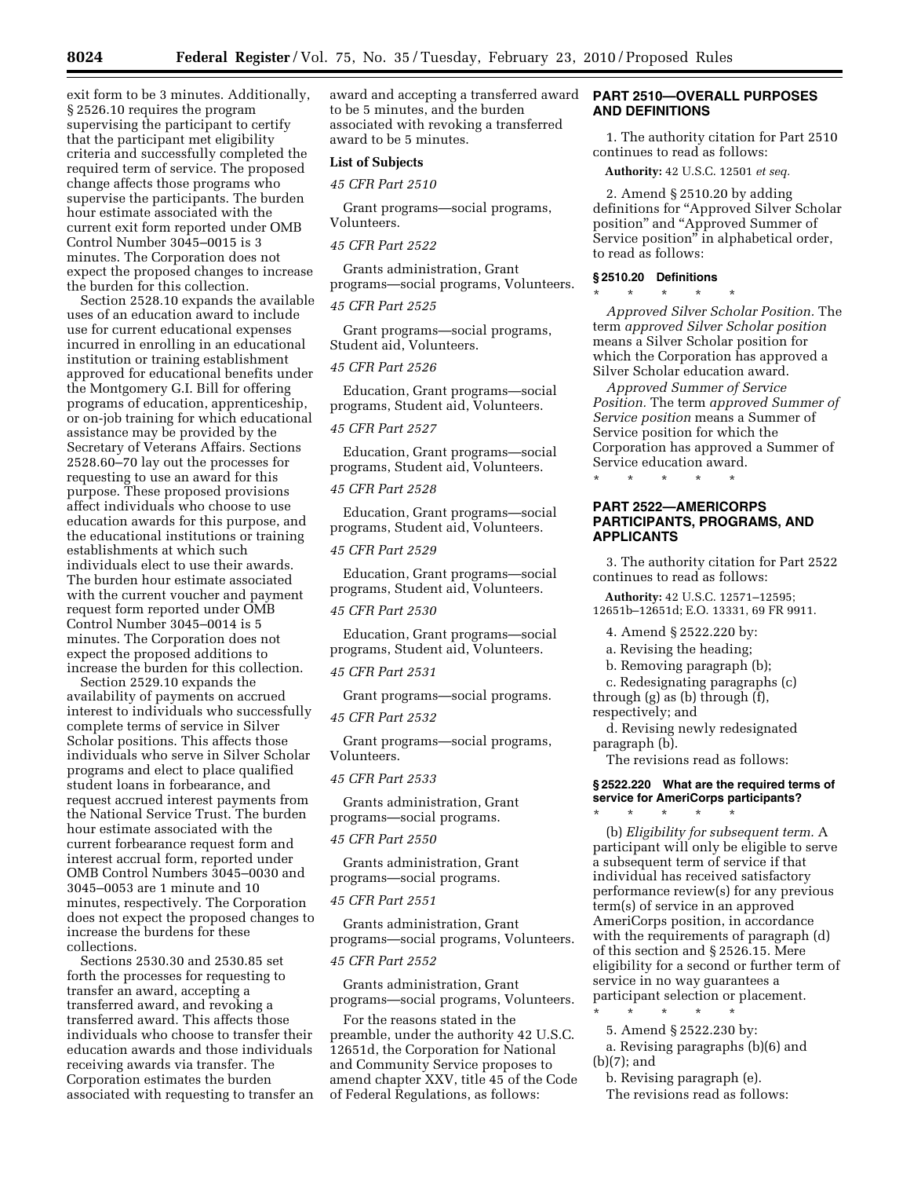exit form to be 3 minutes. Additionally, § 2526.10 requires the program supervising the participant to certify that the participant met eligibility criteria and successfully completed the required term of service. The proposed change affects those programs who supervise the participants. The burden hour estimate associated with the current exit form reported under OMB Control Number 3045–0015 is 3 minutes. The Corporation does not expect the proposed changes to increase the burden for this collection.

Section 2528.10 expands the available uses of an education award to include use for current educational expenses incurred in enrolling in an educational institution or training establishment approved for educational benefits under the Montgomery G.I. Bill for offering programs of education, apprenticeship, or on-job training for which educational assistance may be provided by the Secretary of Veterans Affairs. Sections 2528.60–70 lay out the processes for requesting to use an award for this purpose. These proposed provisions affect individuals who choose to use education awards for this purpose, and the educational institutions or training establishments at which such individuals elect to use their awards. The burden hour estimate associated with the current voucher and payment request form reported under OMB Control Number 3045–0014 is 5 minutes. The Corporation does not expect the proposed additions to increase the burden for this collection.

Section 2529.10 expands the availability of payments on accrued interest to individuals who successfully complete terms of service in Silver Scholar positions. This affects those individuals who serve in Silver Scholar programs and elect to place qualified student loans in forbearance, and request accrued interest payments from the National Service Trust. The burden hour estimate associated with the current forbearance request form and interest accrual form, reported under OMB Control Numbers 3045–0030 and 3045–0053 are 1 minute and 10 minutes, respectively. The Corporation does not expect the proposed changes to increase the burdens for these collections.

Sections 2530.30 and 2530.85 set forth the processes for requesting to transfer an award, accepting a transferred award, and revoking a transferred award. This affects those individuals who choose to transfer their education awards and those individuals receiving awards via transfer. The Corporation estimates the burden associated with requesting to transfer an award and accepting a transferred award to be 5 minutes, and the burden associated with revoking a transferred award to be 5 minutes.

**List of Subjects**

*45 CFR Part 2510*

Grant programs—social programs, Volunteers.

*45 CFR Part 2522*

Grants administration, Grant programs—social programs, Volunteers.

*45 CFR Part 2525*

Grant programs—social programs, Student aid, Volunteers.

*45 CFR Part 2526*

Education, Grant programs—social programs, Student aid, Volunteers.

*45 CFR Part 2527*

Education, Grant programs—social programs, Student aid, Volunteers.

*45 CFR Part 2528*

Education, Grant programs—social programs, Student aid, Volunteers.

*45 CFR Part 2529*

Education, Grant programs—social programs, Student aid, Volunteers.

*45 CFR Part 2530*

Education, Grant programs—social programs, Student aid, Volunteers.

*45 CFR Part 2531*

Grant programs—social programs.

*45 CFR Part 2532*

Grant programs—social programs, Volunteers.

*45 CFR Part 2533*

Grants administration, Grant programs—social programs.

*45 CFR Part 2550*

Grants administration, Grant programs—social programs.

*45 CFR Part 2551*

Grants administration, Grant programs—social programs, Volunteers.

*45 CFR Part 2552*

Grants administration, Grant programs—social programs, Volunteers.

For the reasons stated in the preamble, under the authority 42 U.S.C. 12651d, the Corporation for National and Community Service proposes to amend chapter XXV, title 45 of the Code of Federal Regulations, as follows:

## PART 2510—OVERALL PURPOSES AND DEFINITIONS

1. The authority citation for Part 2510 continues to read as follows:

**Authority:** 42 U.S.C. 12501 *et seq.*

2. Amend § 2510.20 by adding definitions for "Approved Silver Scholar position" and "Approved Summer of Service position" in alphabetical order, to read as follows:

### § 2510.20 Definitions

\* \* \* \* \*

*Approved Silver Scholar Position.* The term *approved Silver Scholar position* means a Silver Scholar position for which the Corporation has approved a Silver Scholar education award.

*Approved Summer of Service Position.* The term *approved Summer of Service position* means a Summer of Service position for which the Corporation has approved a Summer of Service education award.

\* \* \* \* \*

## PART 2522—AMERICORPS PARTICIPANTS, PROGRAMS, AND APPLICANTS

3. The authority citation for Part 2522 continues to read as follows:

**Authority:** 42 U.S.C. 12571–12595; 12651b–12651d; E.O. 13331, 69 FR 9911.

4. Amend § 2522.220 by:

a. Revising the heading;

b. Removing paragraph (b);

c. Redesignating paragraphs (c) through (g) as (b) through (f), respectively; and

d. Revising newly redesignated paragraph (b).

The revisions read as follows:

### § 2522.220 What are the required terms of service for AmeriCorps participants?

\* \* \* \* \*

(b) *Eligibility for subsequent term.* A participant will only be eligible to serve a subsequent term of service if that individual has received satisfactory performance review(s) for any previous term(s) of service in an approved AmeriCorps position, in accordance with the requirements of paragraph (d) of this section and § 2526.15. Mere eligibility for a second or further term of service in no way guarantees a participant selection or placement.

\* \* \* \* \*

5. Amend § 2522.230 by:

a. Revising paragraphs (b)(6) and (b)(7); and

b. Revising paragraph (e).

The revisions read as follows: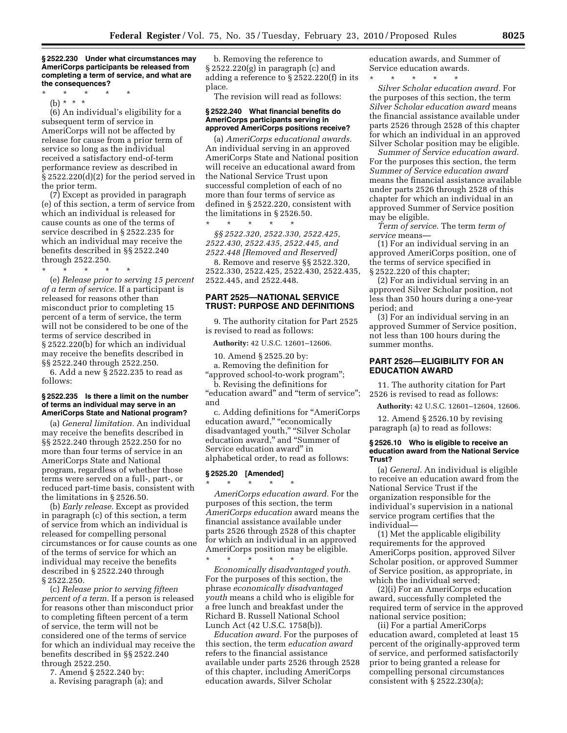**§ 2522.230 Under what circumstances may AmeriCorps participants be released from completing a term of service, and what are the consequences?**

\* \* \* \* \*

(b) \* \* \*

(6) An individual's eligibility for a subsequent term of service in AmeriCorps will not be affected by release for cause from a prior term of service so long as the individual received a satisfactory end-of-term performance review as described in § 2522.220(d)(2) for the period served in the prior term.

(7) Except as provided in paragraph (e) of this section, a term of service from which an individual is released for cause counts as one of the terms of service described in § 2522.235 for which an individual may receive the benefits described in §§ 2522.240 through 2522.250.

\* \* \* \* \*

(e) *Release prior to serving 15 percent of a term of service.* If a participant is released for reasons other than misconduct prior to completing 15 percent of a term of service, the term will not be considered to be one of the terms of service described in § 2522.220(b) for which an individual may receive the benefits described in §§ 2522.240 through 2522.250.

6. Add a new § 2522.235 to read as follows:

**§ 2522.235 Is there a limit on the number of terms an individual may serve in an AmeriCorps State and National program?**

(a) *General limitation.* An individual may receive the benefits described in §§ 2522.240 through 2522.250 for no more than four terms of service in an AmeriCorps State and National program, regardless of whether those terms were served on a full-, part-, or reduced part-time basis, consistent with the limitations in § 2526.50.

(b) *Early release.* Except as provided in paragraph (c) of this section, a term of service from which an individual is released for compelling personal circumstances or for cause counts as one of the terms of service for which an individual may receive the benefits described in § 2522.240 through § 2522.250.

(c) *Release prior to serving fifteen percent of a term.* If a person is released for reasons other than misconduct prior to completing fifteen percent of a term of service, the term will not be considered one of the terms of service for which an individual may receive the benefits described in §§ 2522.240 through 2522.250.

7. Amend § 2522.240 by:

a. Revising paragraph (a); and

b. Removing the reference to § 2522.220(g) in paragraph (c) and adding a reference to § 2522.220(f) in its place.

The revision will read as follows:

**§ 2522.240 What financial benefits do AmeriCorps participants serving in approved AmeriCorps positions receive?**

(a) *AmeriCorps educational awards.* An individual serving in an approved AmeriCorps State and National position will receive an educational award from the National Service Trust upon successful completion of each of no more than four terms of service as defined in § 2522.220, consistent with the limitations in § 2526.50.

\* \* \* \* \*

***§§ 2522.320, 2522.330, 2522.425, 2522.430, 2522.435, 2522.445, and 2522.448 [Removed and Reserved]***

8. Remove and reserve §§ 2522.320, 2522.330, 2522.425, 2522.430, 2522.435, 2522.445, and 2522.448.

## PART 2525—NATIONAL SERVICE TRUST: PURPOSE AND DEFINITIONS

9. The authority citation for Part 2525 is revised to read as follows:

**Authority:** 42 U.S.C. 12601–12606.

10. Amend § 2525.20 by:

a. Removing the definition for "approved school-to-work program";

b. Revising the definitions for "education award" and "term of service"; and

c. Adding definitions for "AmeriCorps education award," "economically disadvantaged youth," "Silver Scholar education award," and "Summer of Service education award" in alphabetical order, to read as follows:

**§ 2525.20 [Amended]**

\* \* \* \* \*

*AmeriCorps education award.* For the purposes of this section, the term *AmeriCorps education* award means the financial assistance available under parts 2526 through 2528 of this chapter for which an individual in an approved AmeriCorps position may be eligible.

\* \* \* \* \*

*Economically disadvantaged youth.* For the purposes of this section, the phrase *economically disadvantaged youth* means a child who is eligible for a free lunch and breakfast under the Richard B. Russell National School Lunch Act (42 U.S.C. 1758(b)).

*Education award.* For the purposes of this section, the term *education award* refers to the financial assistance available under parts 2526 through 2528 of this chapter, including AmeriCorps education awards, Silver Scholar education awards, and Summer of Service education awards.

\* \* \* \* \*

*Silver Scholar education award.* For the purposes of this section, the term *Silver Scholar education award* means the financial assistance available under parts 2526 through 2528 of this chapter for which an individual in an approved Silver Scholar position may be eligible.

*Summer of Service education award.* For the purposes this section, the term *Summer of Service education award* means the financial assistance available under parts 2526 through 2528 of this chapter for which an individual in an approved Summer of Service position may be eligible.

*Term of service.* The term *term of service* means—

(1) For an individual serving in an approved AmeriCorps position, one of the terms of service specified in § 2522.220 of this chapter;

(2) For an individual serving in an approved Silver Scholar position, not less than 350 hours during a one-year period; and

(3) For an individual serving in an approved Summer of Service position, not less than 100 hours during the summer months.

## PART 2526—ELIGIBILITY FOR AN EDUCATION AWARD

11. The authority citation for Part 2526 is revised to read as follows:

**Authority:** 42 U.S.C. 12601–12604, 12606.

12. Amend § 2526.10 by revising paragraph (a) to read as follows:

**§ 2526.10 Who is eligible to receive an education award from the National Service Trust?**

(a) *General.* An individual is eligible to receive an education award from the National Service Trust if the organization responsible for the individual's supervision in a national service program certifies that the individual—

(1) Met the applicable eligibility requirements for the approved AmeriCorps position, approved Silver Scholar position, or approved Summer of Service position, as appropriate, in which the individual served;

(2)(i) For an AmeriCorps education award, successfully completed the required term of service in the approved national service position;

(ii) For a partial AmeriCorps education award, completed at least 15 percent of the originally-approved term of service, and performed satisfactorily prior to being granted a release for compelling personal circumstances consistent with § 2522.230(a);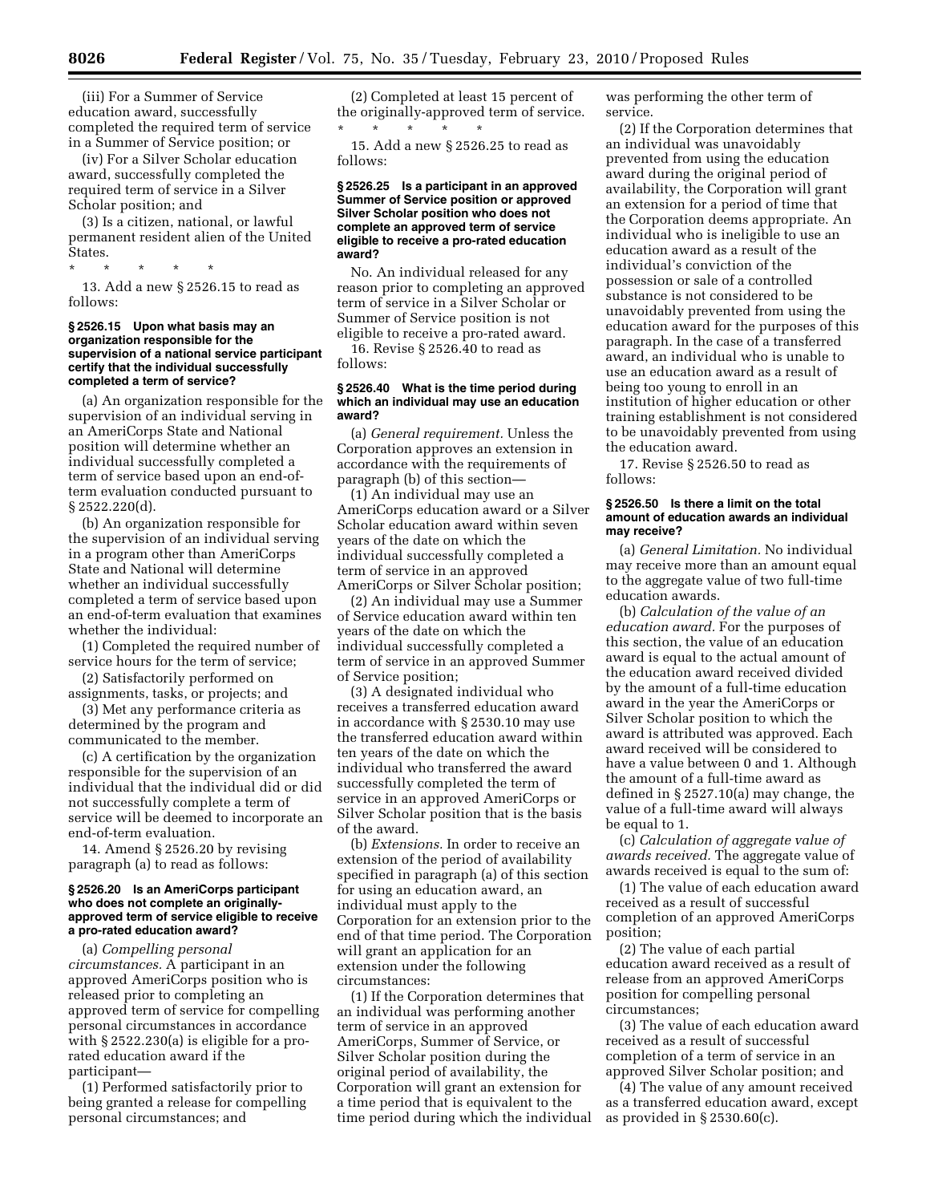(iii) For a Summer of Service education award, successfully completed the required term of service in a Summer of Service position; or

(iv) For a Silver Scholar education award, successfully completed the required term of service in a Silver Scholar position; and

(3) Is a citizen, national, or lawful permanent resident alien of the United States.

\* \* \* \* \*

13. Add a new § 2526.15 to read as follows:

**§ 2526.15 Upon what basis may an organization responsible for the supervision of a national service participant certify that the individual successfully completed a term of service?**

(a) An organization responsible for the supervision of an individual serving in an AmeriCorps State and National position will determine whether an individual successfully completed a term of service based upon an end-of-term evaluation conducted pursuant to § 2522.220(d).

(b) An organization responsible for the supervision of an individual serving in a program other than AmeriCorps State and National will determine whether an individual successfully completed a term of service based upon an end-of-term evaluation that examines whether the individual:

(1) Completed the required number of service hours for the term of service;

(2) Satisfactorily performed on assignments, tasks, or projects; and

(3) Met any performance criteria as determined by the program and communicated to the member.

(c) A certification by the organization responsible for the supervision of an individual that the individual did or did not successfully complete a term of service will be deemed to incorporate an end-of-term evaluation.

14. Amend § 2526.20 by revising paragraph (a) to read as follows:

**§ 2526.20 Is an AmeriCorps participant who does not complete an originally-approved term of service eligible to receive a pro-rated education award?**

(a) *Compelling personal circumstances.* A participant in an approved AmeriCorps position who is released prior to completing an approved term of service for compelling personal circumstances in accordance with § 2522.230(a) is eligible for a pro-rated education award if the participant—

(1) Performed satisfactorily prior to being granted a release for compelling personal circumstances; and

(2) Completed at least 15 percent of the originally-approved term of service.

\* \* \* \* \*

15. Add a new § 2526.25 to read as follows:

**§ 2526.25 Is a participant in an approved Summer of Service position or approved Silver Scholar position who does not complete an approved term of service eligible to receive a pro-rated education award?**

No. An individual released for any reason prior to completing an approved term of service in a Silver Scholar or Summer of Service position is not eligible to receive a pro-rated award.

16. Revise § 2526.40 to read as follows:

**§ 2526.40 What is the time period during which an individual may use an education award?**

(a) *General requirement.* Unless the Corporation approves an extension in accordance with the requirements of paragraph (b) of this section—

(1) An individual may use an AmeriCorps education award or a Silver Scholar education award within seven years of the date on which the individual successfully completed a term of service in an approved AmeriCorps or Silver Scholar position;

(2) An individual may use a Summer of Service education award within ten years of the date on which the individual successfully completed a term of service in an approved Summer of Service position;

(3) A designated individual who receives a transferred education award in accordance with § 2530.10 may use the transferred education award within ten years of the date on which the individual who transferred the award successfully completed the term of service in an approved AmeriCorps or Silver Scholar position that is the basis of the award.

(b) *Extensions.* In order to receive an extension of the period of availability specified in paragraph (a) of this section for using an education award, an individual must apply to the Corporation for an extension prior to the end of that time period. The Corporation will grant an application for an extension under the following circumstances:

(1) If the Corporation determines that an individual was performing another term of service in an approved AmeriCorps, Summer of Service, or Silver Scholar position during the original period of availability, the Corporation will grant an extension for a time period that is equivalent to the time period during which the individual was performing the other term of service.

(2) If the Corporation determines that an individual was unavoidably prevented from using the education award during the original period of availability, the Corporation will grant an extension for a period of time that the Corporation deems appropriate. An individual who is ineligible to use an education award as a result of the individual's conviction of the possession or sale of a controlled substance is not considered to be unavoidably prevented from using the education award for the purposes of this paragraph. In the case of a transferred award, an individual who is unable to use an education award as a result of being too young to enroll in an institution of higher education or other training establishment is not considered to be unavoidably prevented from using the education award.

17. Revise § 2526.50 to read as follows:

**§ 2526.50 Is there a limit on the total amount of education awards an individual may receive?**

(a) *General Limitation.* No individual may receive more than an amount equal to the aggregate value of two full-time education awards.

(b) *Calculation of the value of an education award.* For the purposes of this section, the value of an education award is equal to the actual amount of the education award received divided by the amount of a full-time education award in the year the AmeriCorps or Silver Scholar position to which the award is attributed was approved. Each award received will be considered to have a value between 0 and 1. Although the amount of a full-time award as defined in § 2527.10(a) may change, the value of a full-time award will always be equal to 1.

(c) *Calculation of aggregate value of awards received.* The aggregate value of awards received is equal to the sum of:

(1) The value of each education award received as a result of successful completion of an approved AmeriCorps position;

(2) The value of each partial education award received as a result of release from an approved AmeriCorps position for compelling personal circumstances;

(3) The value of each education award received as a result of successful completion of a term of service in an approved Silver Scholar position; and

(4) The value of any amount received as a transferred education award, except as provided in § 2530.60(c).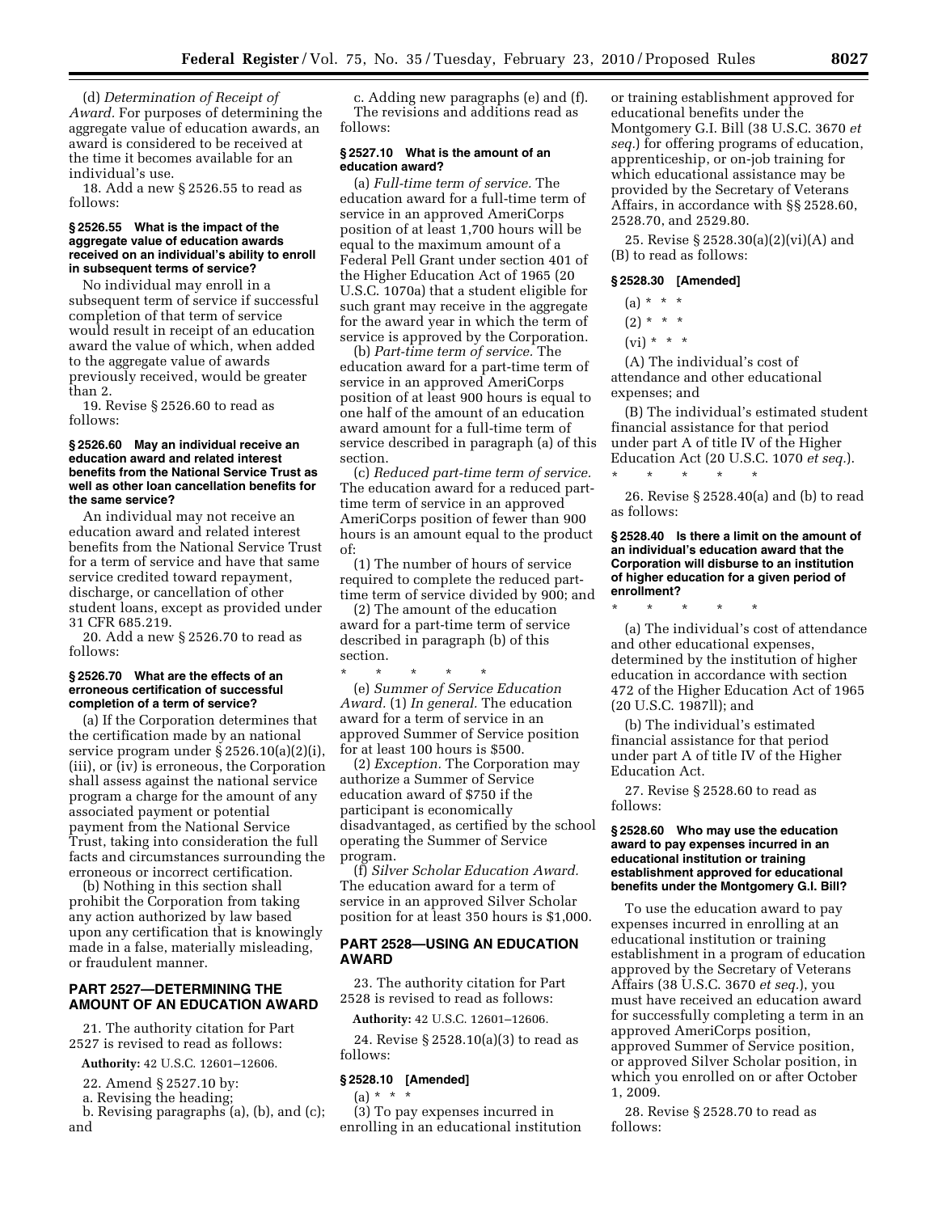(d) *Determination of Receipt of Award.* For purposes of determining the aggregate value of education awards, an award is considered to be received at the time it becomes available for an individual's use.

18. Add a new § 2526.55 to read as follows:

**§ 2526.55 What is the impact of the aggregate value of education awards received on an individual's ability to enroll in subsequent terms of service?**

No individual may enroll in a subsequent term of service if successful completion of that term of service would result in receipt of an education award the value of which, when added to the aggregate value of awards previously received, would be greater than 2.

19. Revise § 2526.60 to read as follows:

**§ 2526.60 May an individual receive an education award and related interest benefits from the National Service Trust as well as other loan cancellation benefits for the same service?**

An individual may not receive an education award and related interest benefits from the National Service Trust for a term of service and have that same service credited toward repayment, discharge, or cancellation of other student loans, except as provided under 31 CFR 685.219.

20. Add a new § 2526.70 to read as follows:

**§ 2526.70 What are the effects of an erroneous certification of successful completion of a term of service?**

(a) If the Corporation determines that the certification made by an national service program under § 2526.10(a)(2)(i), (iii), or (iv) is erroneous, the Corporation shall assess against the national service program a charge for the amount of any associated payment or potential payment from the National Service Trust, taking into consideration the full facts and circumstances surrounding the erroneous or incorrect certification.

(b) Nothing in this section shall prohibit the Corporation from taking any action authorized by law based upon any certification that is knowingly made in a false, materially misleading, or fraudulent manner.

## PART 2527—DETERMINING THE AMOUNT OF AN EDUCATION AWARD

21. The authority citation for Part 2527 is revised to read as follows:

**Authority:** 42 U.S.C. 12601–12606.

22. Amend § 2527.10 by:

a. Revising the heading;

b. Revising paragraphs (a), (b), and (c); and

c. Adding new paragraphs (e) and (f).

The revisions and additions read as follows:

**§ 2527.10 What is the amount of an education award?**

(a) *Full-time term of service.* The education award for a full-time term of service in an approved AmeriCorps position of at least 1,700 hours will be equal to the maximum amount of a Federal Pell Grant under section 401 of the Higher Education Act of 1965 (20 U.S.C. 1070a) that a student eligible for such grant may receive in the aggregate for the award year in which the term of service is approved by the Corporation.

(b) *Part-time term of service.* The education award for a part-time term of service in an approved AmeriCorps position of at least 900 hours is equal to one half of the amount of an education award amount for a full-time term of service described in paragraph (a) of this section.

(c) *Reduced part-time term of service.* The education award for a reduced part-time term of service in an approved AmeriCorps position of fewer than 900 hours is an amount equal to the product of:

(1) The number of hours of service required to complete the reduced part-time term of service divided by 900; and

(2) The amount of the education award for a part-time term of service described in paragraph (b) of this section.

\* \* \* \* \*

(e) *Summer of Service Education Award.* (1) *In general.* The education award for a term of service in an approved Summer of Service position for at least 100 hours is $500.

(2) *Exception.* The Corporation may authorize a Summer of Service education award of $750 if the participant is economically disadvantaged, as certified by the school operating the Summer of Service program.

(f) *Silver Scholar Education Award.* The education award for a term of service in an approved Silver Scholar position for at least 350 hours is $1,000.

## PART 2528—USING AN EDUCATION AWARD

23. The authority citation for Part 2528 is revised to read as follows:

**Authority:** 42 U.S.C. 12601–12606.

24. Revise § 2528.10(a)(3) to read as follows:

**§ 2528.10 [Amended]**

(a) \* \* \*

(3) To pay expenses incurred in enrolling in an educational institution or training establishment approved for educational benefits under the Montgomery G.I. Bill (38 U.S.C. 3670 *et seq.*) for offering programs of education, apprenticeship, or on-job training for which educational assistance may be provided by the Secretary of Veterans Affairs, in accordance with §§ 2528.60, 2528.70, and 2529.80.

25. Revise § 2528.30(a)(2)(vi)(A) and (B) to read as follows:

**§ 2528.30 [Amended]**

(a) \* \* \*

(2) \* \* \*

(vi) \* \* \*

(A) The individual's cost of attendance and other educational expenses; and

(B) The individual's estimated student financial assistance for that period under part A of title IV of the Higher Education Act (20 U.S.C. 1070 *et seq.*).

\* \* \* \* \*

26. Revise § 2528.40(a) and (b) to read as follows:

**§ 2528.40 Is there a limit on the amount of an individual's education award that the Corporation will disburse to an institution of higher education for a given period of enrollment?**

\* \* \* \* \*

(a) The individual's cost of attendance and other educational expenses, determined by the institution of higher education in accordance with section 472 of the Higher Education Act of 1965 (20 U.S.C. 1987ll); and

(b) The individual's estimated financial assistance for that period under part A of title IV of the Higher Education Act.

27. Revise § 2528.60 to read as follows:

**§ 2528.60 Who may use the education award to pay expenses incurred in an educational institution or training establishment approved for educational benefits under the Montgomery G.I. Bill?**

To use the education award to pay expenses incurred in enrolling at an educational institution or training establishment in a program of education approved by the Secretary of Veterans Affairs (38 U.S.C. 3670 *et seq.*), you must have received an education award for successfully completing a term in an approved AmeriCorps position, approved Summer of Service position, or approved Silver Scholar position, in which you enrolled on or after October 1, 2009.

28. Revise § 2528.70 to read as follows: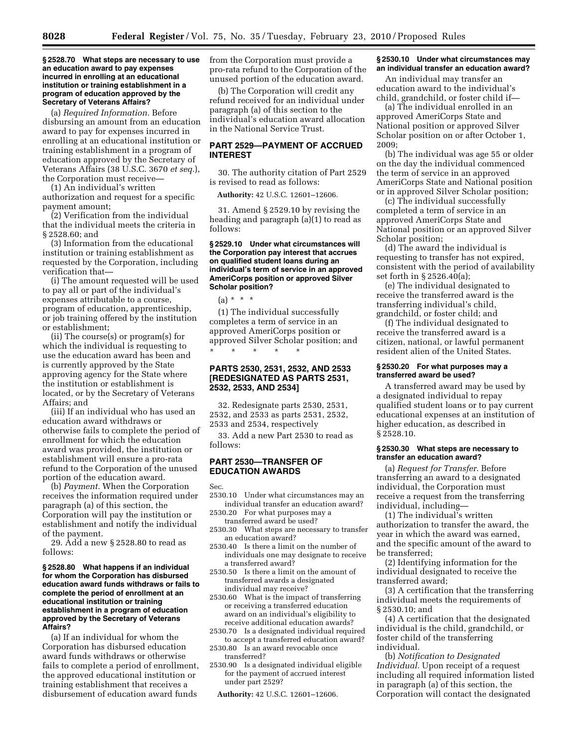**§ 2528.70 What steps are necessary to use an education award to pay expenses incurred in enrolling at an educational institution or training establishment in a program of education approved by the Secretary of Veterans Affairs?**

(a) *Required Information.* Before disbursing an amount from an education award to pay for expenses incurred in enrolling at an educational institution or training establishment in a program of education approved by the Secretary of Veterans Affairs (38 U.S.C. 3670 *et seq.*), the Corporation must receive—

(1) An individual's written authorization and request for a specific payment amount;

(2) Verification from the individual that the individual meets the criteria in § 2528.60; and

(3) Information from the educational institution or training establishment as requested by the Corporation, including verification that—

(i) The amount requested will be used to pay all or part of the individual's expenses attributable to a course, program of education, apprenticeship, or job training offered by the institution or establishment;

(ii) The course(s) or program(s) for which the individual is requesting to use the education award has been and is currently approved by the State approving agency for the State where the institution or establishment is located, or by the Secretary of Veterans Affairs; and

(iii) If an individual who has used an education award withdraws or otherwise fails to complete the period of enrollment for which the education award was provided, the institution or establishment will ensure a pro-rata refund to the Corporation of the unused portion of the education award.

(b) *Payment.* When the Corporation receives the information required under paragraph (a) of this section, the Corporation will pay the institution or establishment and notify the individual of the payment.

29. Add a new § 2528.80 to read as follows:

**§ 2528.80 What happens if an individual for whom the Corporation has disbursed education award funds withdraws or fails to complete the period of enrollment at an educational institution or training establishment in a program of education approved by the Secretary of Veterans Affairs?**

(a) If an individual for whom the Corporation has disbursed education award funds withdraws or otherwise fails to complete a period of enrollment, the approved educational institution or training establishment that receives a disbursement of education award funds from the Corporation must provide a pro-rata refund to the Corporation of the unused portion of the education award.

(b) The Corporation will credit any refund received for an individual under paragraph (a) of this section to the individual's education award allocation in the National Service Trust.

## PART 2529—PAYMENT OF ACCRUED INTEREST

30. The authority citation of Part 2529 is revised to read as follows:

**Authority:** 42 U.S.C. 12601–12606.

31. Amend § 2529.10 by revising the heading and paragraph (a)(1) to read as follows:

**§ 2529.10 Under what circumstances will the Corporation pay interest that accrues on qualified student loans during an individual's term of service in an approved AmeriCorps position or approved Silver Scholar position?**

(a) * * *

(1) The individual successfully completes a term of service in an approved AmeriCorps position or approved Silver Scholar position; and

\* \* \* \* \*

## PARTS 2530, 2531, 2532, AND 2533 [REDESIGNATED AS PARTS 2531, 2532, 2533, AND 2534]

32. Redesignate parts 2530, 2531, 2532, and 2533 as parts 2531, 2532, 2533 and 2534, respectively

33. Add a new Part 2530 to read as follows:

## PART 2530—TRANSFER OF EDUCATION AWARDS

Sec.

2530.10 Under what circumstances may an individual transfer an education award?

2530.20 For what purposes may a transferred award be used?

2530.30 What steps are necessary to transfer an education award?

2530.40 Is there a limit on the number of individuals one may designate to receive a transferred award?

2530.50 Is there a limit on the amount of transferred awards a designated individual may receive?

2530.60 What is the impact of transferring or receiving a transferred education award on an individual's eligibility to receive additional education awards?

2530.70 Is a designated individual required to accept a transferred education award?

2530.80 Is an award revocable once transferred?

2530.90 Is a designated individual eligible for the payment of accrued interest under part 2529?

**Authority:** 42 U.S.C. 12601–12606.

**§ 2530.10 Under what circumstances may an individual transfer an education award?**

An individual may transfer an education award to the individual's child, grandchild, or foster child if—

(a) The individual enrolled in an approved AmeriCorps State and National position or approved Silver Scholar position on or after October 1, 2009;

(b) The individual was age 55 or older on the day the individual commenced the term of service in an approved AmeriCorps State and National position or in approved Silver Scholar position;

(c) The individual successfully completed a term of service in an approved AmeriCorps State and National position or an approved Silver Scholar position;

(d) The award the individual is requesting to transfer has not expired, consistent with the period of availability set forth in § 2526.40(a);

(e) The individual designated to receive the transferred award is the transferring individual's child, grandchild, or foster child; and

(f) The individual designated to receive the transferred award is a citizen, national, or lawful permanent resident alien of the United States.

**§ 2530.20 For what purposes may a transferred award be used?**

A transferred award may be used by a designated individual to repay qualified student loans or to pay current educational expenses at an institution of higher education, as described in § 2528.10.

**§ 2530.30 What steps are necessary to transfer an education award?**

(a) *Request for Transfer.* Before transferring an award to a designated individual, the Corporation must receive a request from the transferring individual, including—

(1) The individual's written authorization to transfer the award, the year in which the award was earned, and the specific amount of the award to be transferred;

(2) Identifying information for the individual designated to receive the transferred award;

(3) A certification that the transferring individual meets the requirements of § 2530.10; and

(4) A certification that the designated individual is the child, grandchild, or foster child of the transferring individual.

(b) *Notification to Designated Individual.* Upon receipt of a request including all required information listed in paragraph (a) of this section, the Corporation will contact the designated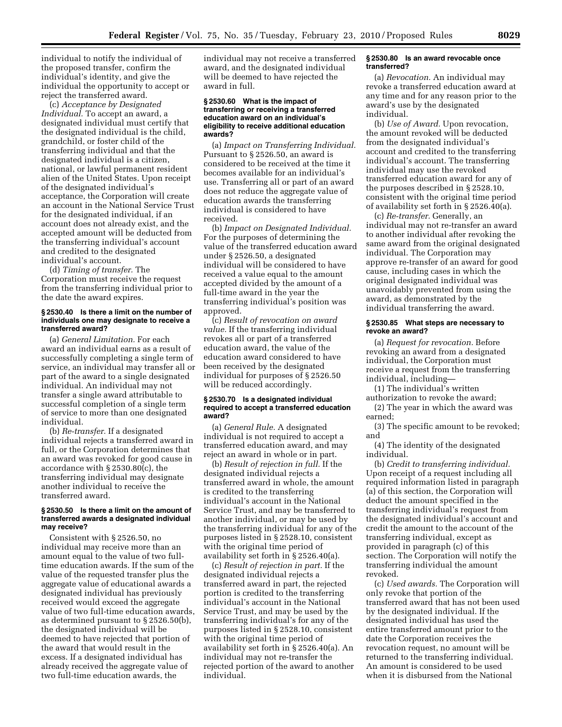individual to notify the individual of the proposed transfer, confirm the individual's identity, and give the individual the opportunity to accept or reject the transferred award.

(c) *Acceptance by Designated Individual.* To accept an award, a designated individual must certify that the designated individual is the child, grandchild, or foster child of the transferring individual and that the designated individual is a citizen, national, or lawful permanent resident alien of the United States. Upon receipt of the designated individual's acceptance, the Corporation will create an account in the National Service Trust for the designated individual, if an account does not already exist, and the accepted amount will be deducted from the transferring individual's account and credited to the designated individual's account.

(d) *Timing of transfer.* The Corporation must receive the request from the transferring individual prior to the date the award expires.

#### § 2530.40 Is there a limit on the number of individuals one may designate to receive a transferred award?

(a) *General Limitation.* For each award an individual earns as a result of successfully completing a single term of service, an individual may transfer all or part of the award to a single designated individual. An individual may not transfer a single award attributable to successful completion of a single term of service to more than one designated individual.

(b) *Re-transfer.* If a designated individual rejects a transferred award in full, or the Corporation determines that an award was revoked for good cause in accordance with § 2530.80(c), the transferring individual may designate another individual to receive the transferred award.

#### § 2530.50 Is there a limit on the amount of transferred awards a designated individual may receive?

Consistent with § 2526.50, no individual may receive more than an amount equal to the value of two full-time education awards. If the sum of the value of the requested transfer plus the aggregate value of educational awards a designated individual has previously received would exceed the aggregate value of two full-time education awards, as determined pursuant to § 2526.50(b), the designated individual will be deemed to have rejected that portion of the award that would result in the excess. If a designated individual has already received the aggregate value of two full-time education awards, the individual may not receive a transferred award, and the designated individual will be deemed to have rejected the award in full.

#### § 2530.60 What is the impact of transferring or receiving a transferred education award on an individual's eligibility to receive additional education awards?

(a) *Impact on Transferring Individual.* Pursuant to § 2526.50, an award is considered to be received at the time it becomes available for an individual's use. Transferring all or part of an award does not reduce the aggregate value of education awards the transferring individual is considered to have received.

(b) *Impact on Designated Individual.* For the purposes of determining the value of the transferred education award under § 2526.50, a designated individual will be considered to have received a value equal to the amount accepted divided by the amount of a full-time award in the year the transferring individual's position was approved.

(c) *Result of revocation on award value.* If the transferring individual revokes all or part of a transferred education award, the value of the education award considered to have been received by the designated individual for purposes of § 2526.50 will be reduced accordingly.

#### § 2530.70 Is a designated individual required to accept a transferred education award?

(a) *General Rule.* A designated individual is not required to accept a transferred education award, and may reject an award in whole or in part.

(b) *Result of rejection in full.* If the designated individual rejects a transferred award in whole, the amount is credited to the transferring individual's account in the National Service Trust, and may be transferred to another individual, or may be used by the transferring individual for any of the purposes listed in § 2528.10, consistent with the original time period of availability set forth in § 2526.40(a).

(c) *Result of rejection in part.* If the designated individual rejects a transferred award in part, the rejected portion is credited to the transferring individual's account in the National Service Trust, and may be used by the transferring individual's for any of the purposes listed in § 2528.10, consistent with the original time period of availability set forth in § 2526.40(a). An individual may not re-transfer the rejected portion of the award to another individual.

#### § 2530.80 Is an award revocable once transferred?

(a) *Revocation.* An individual may revoke a transferred education award at any time and for any reason prior to the award's use by the designated individual.

(b) *Use of Award.* Upon revocation, the amount revoked will be deducted from the designated individual's account and credited to the transferring individual's account. The transferring individual may use the revoked transferred education award for any of the purposes described in § 2528.10, consistent with the original time period of availability set forth in § 2526.40(a).

(c) *Re-transfer.* Generally, an individual may not re-transfer an award to another individual after revoking the same award from the original designated individual. The Corporation may approve re-transfer of an award for good cause, including cases in which the original designated individual was unavoidably prevented from using the award, as demonstrated by the individual transferring the award.

#### § 2530.85 What steps are necessary to revoke an award?

(a) *Request for revocation.* Before revoking an award from a designated individual, the Corporation must receive a request from the transferring individual, including—

(1) The individual's written authorization to revoke the award;

(2) The year in which the award was earned;

(3) The specific amount to be revoked; and

(4) The identity of the designated individual.

(b) *Credit to transferring individual.* Upon receipt of a request including all required information listed in paragraph (a) of this section, the Corporation will deduct the amount specified in the transferring individual's request from the designated individual's account and credit the amount to the account of the transferring individual, except as provided in paragraph (c) of this section. The Corporation will notify the transferring individual the amount revoked.

(c) *Used awards.* The Corporation will only revoke that portion of the transferred award that has not been used by the designated individual. If the designated individual has used the entire transferred amount prior to the date the Corporation receives the revocation request, no amount will be returned to the transferring individual. An amount is considered to be used when it is disbursed from the National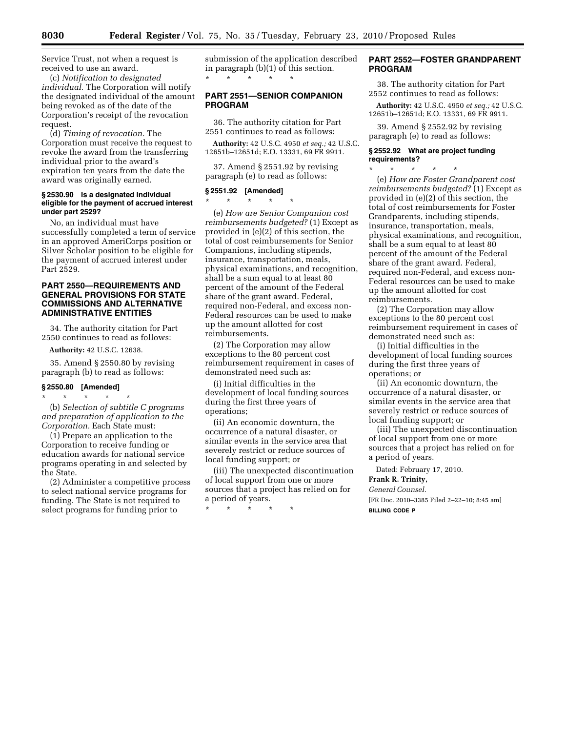Service Trust, not when a request is received to use an award.

(c) *Notification to designated individual.* The Corporation will notify the designated individual of the amount being revoked as of the date of the Corporation's receipt of the revocation request.

(d) *Timing of revocation.* The Corporation must receive the request to revoke the award from the transferring individual prior to the award's expiration ten years from the date the award was originally earned.

#### § 2530.90 Is a designated individual eligible for the payment of accrued interest under part 2529?

No, an individual must have successfully completed a term of service in an approved AmeriCorps position or Silver Scholar position to be eligible for the payment of accrued interest under Part 2529.

### PART 2550—REQUIREMENTS AND GENERAL PROVISIONS FOR STATE COMMISSIONS AND ALTERNATIVE ADMINISTRATIVE ENTITIES

34. The authority citation for Part 2550 continues to read as follows:

**Authority:** 42 U.S.C. 12638.

35. Amend § 2550.80 by revising paragraph (b) to read as follows:

#### § 2550.80 [Amended]

\* \* \* \* \*

(b) *Selection of subtitle C programs and preparation of application to the Corporation.* Each State must:

(1) Prepare an application to the Corporation to receive funding or education awards for national service programs operating in and selected by the State.

(2) Administer a competitive process to select national service programs for funding. The State is not required to select programs for funding prior to submission of the application described in paragraph (b)(1) of this section.

\* \* \* \* \*

### PART 2551—SENIOR COMPANION PROGRAM

36. The authority citation for Part 2551 continues to read as follows:

**Authority:** 42 U.S.C. 4950 *et seq.;* 42 U.S.C. 12651b–12651d; E.O. 13331, 69 FR 9911.

37. Amend § 2551.92 by revising paragraph (e) to read as follows:

#### § 2551.92 [Amended]

\* \* \* \* \*

(e) *How are Senior Companion cost reimbursements budgeted?* (1) Except as provided in (e)(2) of this section, the total of cost reimbursements for Senior Companions, including stipends, insurance, transportation, meals, physical examinations, and recognition, shall be a sum equal to at least 80 percent of the amount of the Federal share of the grant award. Federal, required non-Federal, and excess non-Federal resources can be used to make up the amount allotted for cost reimbursements.

(2) The Corporation may allow exceptions to the 80 percent cost reimbursement requirement in cases of demonstrated need such as:

(i) Initial difficulties in the development of local funding sources during the first three years of operations;

(ii) An economic downturn, the occurrence of a natural disaster, or similar events in the service area that severely restrict or reduce sources of local funding support; or

(iii) The unexpected discontinuation of local support from one or more sources that a project has relied on for a period of years.

\* \* \* \* \*

### PART 2552—FOSTER GRANDPARENT PROGRAM

38. The authority citation for Part 2552 continues to read as follows:

**Authority:** 42 U.S.C. 4950 *et seq.;* 42 U.S.C. 12651b–12651d; E.O. 13331, 69 FR 9911.

39. Amend § 2552.92 by revising paragraph (e) to read as follows:

#### § 2552.92 What are project funding requirements?

\* \* \* \* \*

(e) *How are Foster Grandparent cost reimbursements budgeted?* (1) Except as provided in (e)(2) of this section, the total of cost reimbursements for Foster Grandparents, including stipends, insurance, transportation, meals, physical examinations, and recognition, shall be a sum equal to at least 80 percent of the amount of the Federal share of the grant award. Federal, required non-Federal, and excess non-Federal resources can be used to make up the amount allotted for cost reimbursements.

(2) The Corporation may allow exceptions to the 80 percent cost reimbursement requirement in cases of demonstrated need such as:

(i) Initial difficulties in the development of local funding sources during the first three years of operations; or

(ii) An economic downturn, the occurrence of a natural disaster, or similar events in the service area that severely restrict or reduce sources of local funding support; or

(iii) The unexpected discontinuation of local support from one or more sources that a project has relied on for a period of years.

Dated: February 17, 2010.

**Frank R. Trinity,**

*General Counsel.*

[FR Doc. 2010–3385 Filed 2–22–10; 8:45 am]

**BILLING CODE P**